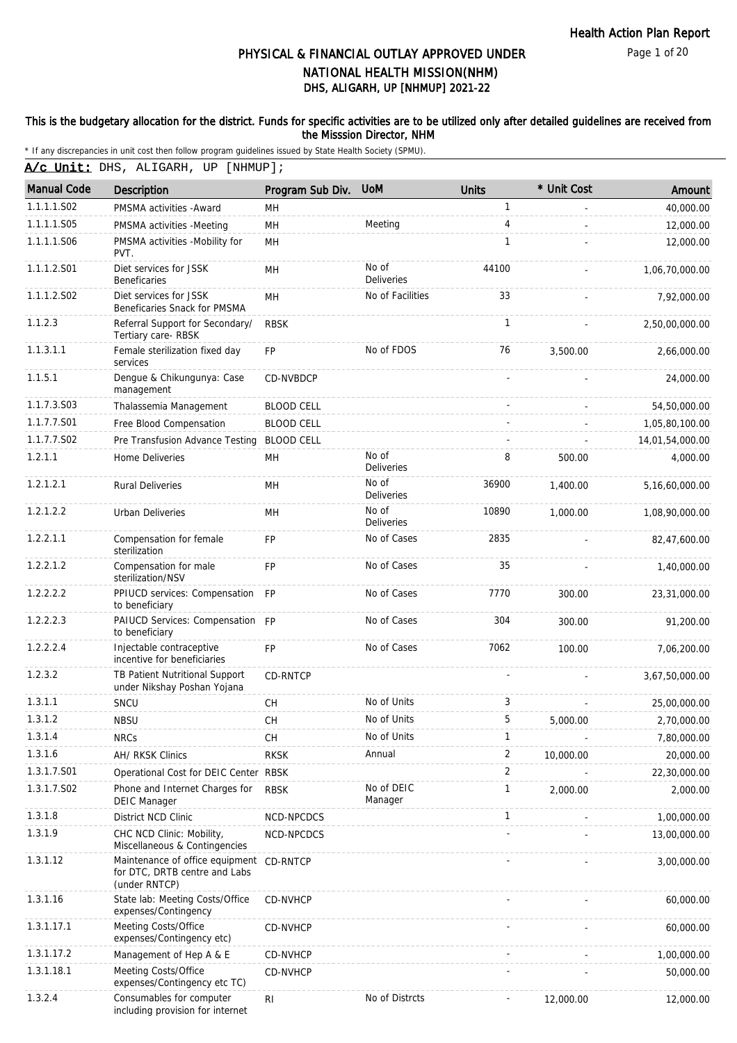# PHYSICAL & FINANCIAL OUTLAY APPROVED UNDER NATIONAL HEALTH MISSION(NHM)

## DHS, ALIGARH, UP [NHMUP] 2021-22

**This is the budgetary allocation for the district. Funds for specific activities are to be utilized only after detailed guidelines are received from the Misssion Director, NHM**

* If any discrepancies in unit cost then follow program guidelines issued by State Health Society (SPMU).

**A/c Unit:** DHS, ALIGARH, UP [NHMUP];

| Manual Code | Description | Program Sub Div. | UoM | Units | * Unit Cost | Amount |
|---|---|---|---|---|---|---|
| 1.1.1.1.S02 | PMSMA activities -Award | MH | | 1 | - | 40,000.00 |
| 1.1.1.1.S05 | PMSMA activities -Meeting | MH | Meeting | 4 | - | 12,000.00 |
| 1.1.1.1.S06 | PMSMA activities -Mobility for PVT. | MH | | 1 | - | 12,000.00 |
| 1.1.1.2.S01 | Diet services for JSSK Beneficaries | MH | No of Deliveries | 44100 | - | 1,06,70,000.00 |
| 1.1.1.2.S02 | Diet services for JSSK Beneficaries Snack for PMSMA | MH | No of Facilities | 33 | - | 7,92,000.00 |
| 1.1.2.3 | Referral Support for Secondary/ Tertiary care- RBSK | RBSK | | 1 | - | 2,50,00,000.00 |
| 1.1.3.1.1 | Female sterilization fixed day services | FP | No of FDOS | 76 | 3,500.00 | 2,66,000.00 |
| 1.1.5.1 | Dengue & Chikungunya: Case management | CD-NVBDCP | | - | - | 24,000.00 |
| 1.1.7.3.S03 | Thalassemia Management | BLOOD CELL | | - | - | 54,50,000.00 |
| 1.1.7.7.S01 | Free Blood Compensation | BLOOD CELL | | - | - | 1,05,80,100.00 |
| 1.1.7.7.S02 | Pre Transfusion Advance Testing | BLOOD CELL | | - | - | 14,01,54,000.00 |
| 1.2.1.1 | Home Deliveries | MH | No of Deliveries | 8 | 500.00 | 4,000.00 |
| 1.2.1.2.1 | Rural Deliveries | MH | No of Deliveries | 36900 | 1,400.00 | 5,16,60,000.00 |
| 1.2.1.2.2 | Urban Deliveries | MH | No of Deliveries | 10890 | 1,000.00 | 1,08,90,000.00 |
| 1.2.2.1.1 | Compensation for female sterilization | FP | No of Cases | 2835 | - | 82,47,600.00 |
| 1.2.2.1.2 | Compensation for male sterilization/NSV | FP | No of Cases | 35 | - | 1,40,000.00 |
| 1.2.2.2.2 | PPIUCD services: Compensation to beneficiary | FP | No of Cases | 7770 | 300.00 | 23,31,000.00 |
| 1.2.2.2.3 | PAIUCD Services: Compensation to beneficiary | FP | No of Cases | 304 | 300.00 | 91,200.00 |
| 1.2.2.2.4 | Injectable contraceptive incentive for beneficiaries | FP | No of Cases | 7062 | 100.00 | 7,06,200.00 |
| 1.2.3.2 | TB Patient Nutritional Support under Nikshay Poshan Yojana | CD-RNTCP | | - | - | 3,67,50,000.00 |
| 1.3.1.1 | SNCU | CH | No of Units | 3 | - | 25,00,000.00 |
| 1.3.1.2 | NBSU | CH | No of Units | 5 | 5,000.00 | 2,70,000.00 |
| 1.3.1.4 | NRCs | CH | No of Units | 1 | - | 7,80,000.00 |
| 1.3.1.6 | AH/ RKSK Clinics | RKSK | Annual | 2 | 10,000.00 | 20,000.00 |
| 1.3.1.7.S01 | Operational Cost for DEIC Center | RBSK | | 2 | - | 22,30,000.00 |
| 1.3.1.7.S02 | Phone and Internet Charges for DEIC Manager | RBSK | No of DEIC Manager | 1 | 2,000.00 | 2,000.00 |
| 1.3.1.8 | District NCD Clinic | NCD-NPCDCS | | 1 | - | 1,00,000.00 |
| 1.3.1.9 | CHC NCD Clinic: Mobility, Miscellaneous & Contingencies | NCD-NPCDCS | | - | - | 13,00,000.00 |
| 1.3.1.12 | Maintenance of office equipment for DTC, DRTB centre and Labs (under RNTCP) | CD-RNTCP | | - | - | 3,00,000.00 |
| 1.3.1.16 | State lab: Meeting Costs/Office expenses/Contingency | CD-NVHCP | | - | - | 60,000.00 |
| 1.3.1.17.1 | Meeting Costs/Office expenses/Contingency etc) | CD-NVHCP | | - | - | 60,000.00 |
| 1.3.1.17.2 | Management of Hep A & E | CD-NVHCP | | - | - | 1,00,000.00 |
| 1.3.1.18.1 | Meeting Costs/Office expenses/Contingency etc TC) | CD-NVHCP | | - | - | 50,000.00 |
| 1.3.2.4 | Consumables for computer including provision for internet | RI | No of Distrcts | - | 12,000.00 | 12,000.00 |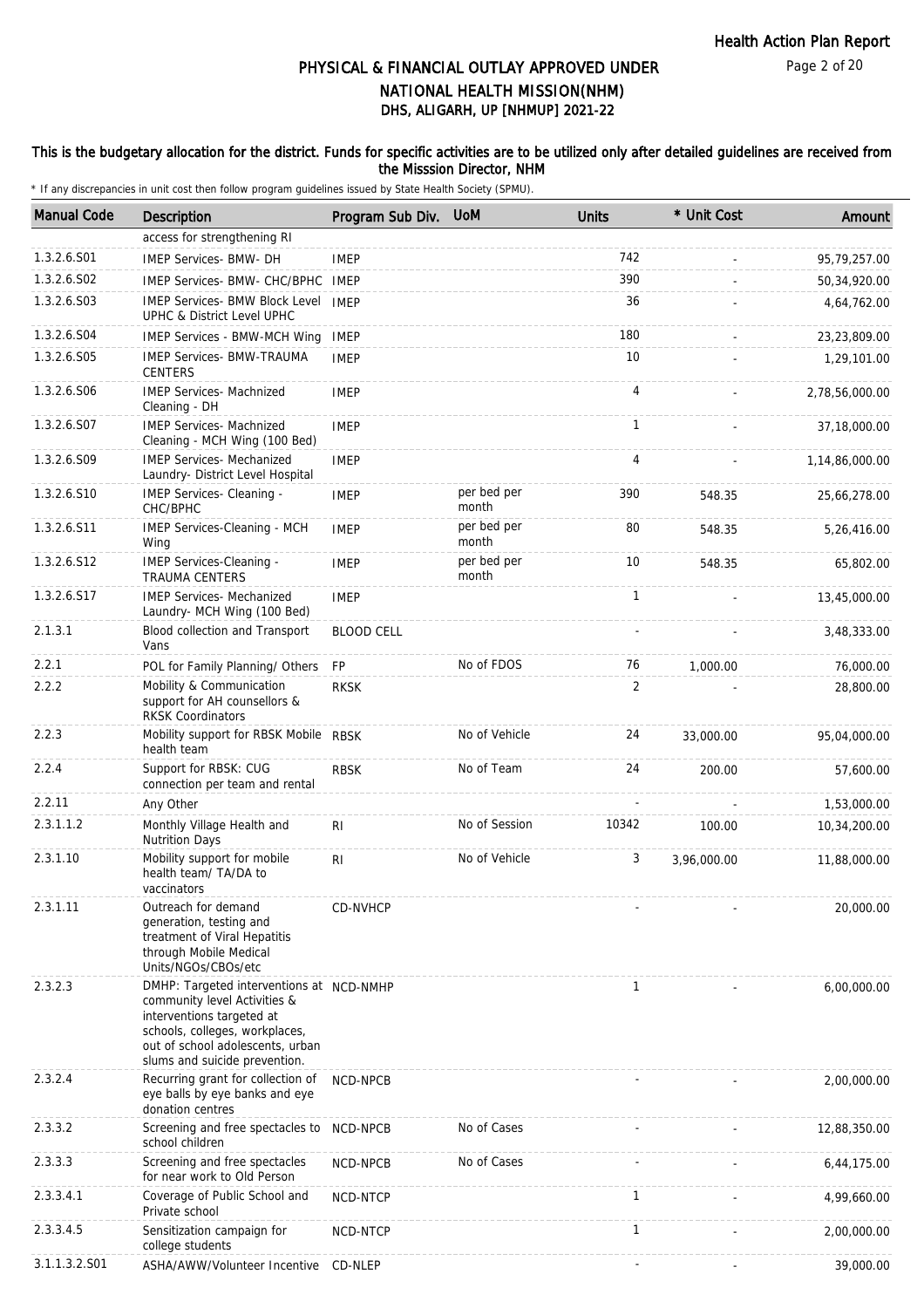# PHYSICAL & FINANCIAL OUTLAY APPROVED UNDER NATIONAL HEALTH MISSION(NHM)
## DHS, ALIGARH, UP [NHMUP] 2021-22

**This is the budgetary allocation for the district. Funds for specific activities are to be utilized only after detailed guidelines are received from the Misssion Director, NHM**

\* If any discrepancies in unit cost then follow program guidelines issued by State Health Society (SPMU).

| Manual Code | Description | Program Sub Div. | UoM | Units | * Unit Cost | Amount |
|---|---|---|---|---|---|---|
| | access for strengthening RI | | | | | |
| 1.3.2.6.S01 | IMEP Services- BMW- DH | IMEP | | 742 | - | 95,79,257.00 |
| 1.3.2.6.S02 | IMEP Services- BMW- CHC/BPHC | IMEP | | 390 | - | 50,34,920.00 |
| 1.3.2.6.S03 | IMEP Services- BMW Block Level UPHC & District Level UPHC | IMEP | | 36 | - | 4,64,762.00 |
| 1.3.2.6.S04 | IMEP Services - BMW-MCH Wing | IMEP | | 180 | - | 23,23,809.00 |
| 1.3.2.6.S05 | IMEP Services- BMW-TRAUMA CENTERS | IMEP | | 10 | - | 1,29,101.00 |
| 1.3.2.6.S06 | IMEP Services- Machnized Cleaning - DH | IMEP | | 4 | - | 2,78,56,000.00 |
| 1.3.2.6.S07 | IMEP Services- Machnized Cleaning - MCH Wing (100 Bed) | IMEP | | 1 | - | 37,18,000.00 |
| 1.3.2.6.S09 | IMEP Services- Mechanized Laundry- District Level Hospital | IMEP | | 4 | - | 1,14,86,000.00 |
| 1.3.2.6.S10 | IMEP Services- Cleaning - CHC/BPHC | IMEP | per bed per month | 390 | 548.35 | 25,66,278.00 |
| 1.3.2.6.S11 | IMEP Services-Cleaning - MCH Wing | IMEP | per bed per month | 80 | 548.35 | 5,26,416.00 |
| 1.3.2.6.S12 | IMEP Services-Cleaning - TRAUMA CENTERS | IMEP | per bed per month | 10 | 548.35 | 65,802.00 |
| 1.3.2.6.S17 | IMEP Services- Mechanized Laundry- MCH Wing (100 Bed) | IMEP | | 1 | - | 13,45,000.00 |
| 2.1.3.1 | Blood collection and Transport Vans | BLOOD CELL | | - | - | 3,48,333.00 |
| 2.2.1 | POL for Family Planning/ Others | FP | No of FDOS | 76 | 1,000.00 | 76,000.00 |
| 2.2.2 | Mobility & Communication support for AH counsellors & RKSK Coordinators | RKSK | | 2 | - | 28,800.00 |
| 2.2.3 | Mobility support for RBSK Mobile health team | RBSK | No of Vehicle | 24 | 33,000.00 | 95,04,000.00 |
| 2.2.4 | Support for RBSK: CUG connection per team and rental | RBSK | No of Team | 24 | 200.00 | 57,600.00 |
| 2.2.11 | Any Other | | | - | - | 1,53,000.00 |
| 2.3.1.1.2 | Monthly Village Health and Nutrition Days | RI | No of Session | 10342 | 100.00 | 10,34,200.00 |
| 2.3.1.10 | Mobility support for mobile health team/ TA/DA to vaccinators | RI | No of Vehicle | 3 | 3,96,000.00 | 11,88,000.00 |
| 2.3.1.11 | Outreach for demand generation, testing and treatment of Viral Hepatitis through Mobile Medical Units/NGOs/CBOs/etc | CD-NVHCP | | - | - | 20,000.00 |
| 2.3.2.3 | DMHP: Targeted interventions at community level Activities & interventions targeted at schools, colleges, workplaces, out of school adolescents, urban slums and suicide prevention. | NCD-NMHP | | 1 | - | 6,00,000.00 |
| 2.3.2.4 | Recurring grant for collection of eye balls by eye banks and eye donation centres | NCD-NPCB | | - | - | 2,00,000.00 |
| 2.3.3.2 | Screening and free spectacles to school children | NCD-NPCB | No of Cases | - | - | 12,88,350.00 |
| 2.3.3.3 | Screening and free spectacles for near work to Old Person | NCD-NPCB | No of Cases | - | - | 6,44,175.00 |
| 2.3.3.4.1 | Coverage of Public School and Private school | NCD-NTCP | | 1 | - | 4,99,660.00 |
| 2.3.3.4.5 | Sensitization campaign for college students | NCD-NTCP | | 1 | - | 2,00,000.00 |
| 3.1.1.3.2.S01 | ASHA/AWW/Volunteer Incentive | CD-NLEP | | - | - | 39,000.00 |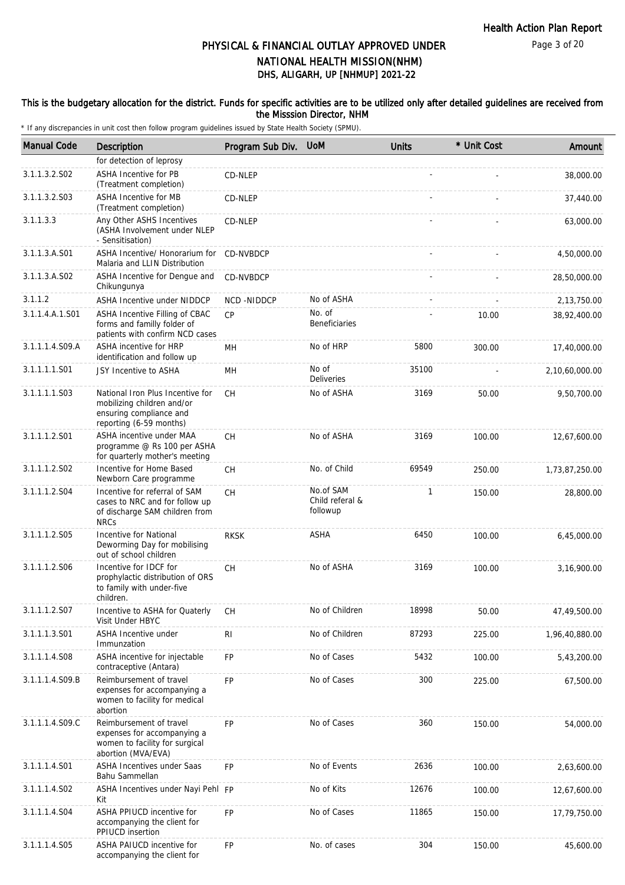# PHYSICAL & FINANCIAL OUTLAY APPROVED UNDER NATIONAL HEALTH MISSION(NHM)

## DHS, ALIGARH, UP [NHMUP] 2021-22

This is the budgetary allocation for the district. Funds for specific activities are to be utilized only after detailed guidelines are received from the Misssion Director, NHM

\* If any discrepancies in unit cost then follow program guidelines issued by State Health Society (SPMU).

| Manual Code | Description | Program Sub Div. | UoM | Units | * Unit Cost | Amount |
|---|---|---|---|---|---|---|
| | for detection of leprosy | | | | | |
| 3.1.1.3.2.S02 | ASHA Incentive for PB (Treatment completion) | CD-NLEP | | - | - | 38,000.00 |
| 3.1.1.3.2.S03 | ASHA Incentive for MB (Treatment completion) | CD-NLEP | | - | - | 37,440.00 |
| 3.1.1.3.3 | Any Other ASHS Incentives (ASHA Involvement under NLEP - Sensitisation) | CD-NLEP | | - | - | 63,000.00 |
| 3.1.1.3.A.S01 | ASHA Incentive/ Honorarium for Malaria and LLIN Distribution | CD-NVBDCP | | - | - | 4,50,000.00 |
| 3.1.1.3.A.S02 | ASHA Incentive for Dengue and Chikungunya | CD-NVBDCP | | - | - | 28,50,000.00 |
| 3.1.1.2 | ASHA Incentive under NIDDCP | NCD -NIDDCP | No of ASHA | - | - | 2,13,750.00 |
| 3.1.1.4.A.1.S01 | ASHA Incentive Filling of CBAC forms and familly folder of patients with confirm NCD cases | CP | No. of Beneficiaries | - | 10.00 | 38,92,400.00 |
| 3.1.1.1.4.S09.A | ASHA incentive for HRP identification and follow up | MH | No of HRP | 5800 | 300.00 | 17,40,000.00 |
| 3.1.1.1.1.S01 | JSY Incentive to ASHA | MH | No of Deliveries | 35100 | - | 2,10,60,000.00 |
| 3.1.1.1.1.S03 | National Iron Plus Incentive for mobilizing children and/or ensuring compliance and reporting (6-59 months) | CH | No of ASHA | 3169 | 50.00 | 9,50,700.00 |
| 3.1.1.1.2.S01 | ASHA incentive under MAA programme @ Rs 100 per ASHA for quarterly mother's meeting | CH | No of ASHA | 3169 | 100.00 | 12,67,600.00 |
| 3.1.1.1.2.S02 | Incentive for Home Based Newborn Care programme | CH | No. of Child | 69549 | 250.00 | 1,73,87,250.00 |
| 3.1.1.1.2.S04 | Incentive for referral of SAM cases to NRC and for follow up of discharge SAM children from NRCs | CH | No.of SAM Child referal & followup | 1 | 150.00 | 28,800.00 |
| 3.1.1.1.2.S05 | Incentive for National Deworming Day for mobilising out of school children | RKSK | ASHA | 6450 | 100.00 | 6,45,000.00 |
| 3.1.1.1.2.S06 | Incentive for IDCF for prophylactic distribution of ORS to family with under-five children. | CH | No of ASHA | 3169 | 100.00 | 3,16,900.00 |
| 3.1.1.1.2.S07 | Incentive to ASHA for Quaterly Visit Under HBYC | CH | No of Children | 18998 | 50.00 | 47,49,500.00 |
| 3.1.1.1.3.S01 | ASHA Incentive under Immunzation | RI | No of Children | 87293 | 225.00 | 1,96,40,880.00 |
| 3.1.1.1.4.S08 | ASHA incentive for injectable contraceptive (Antara) | FP | No of Cases | 5432 | 100.00 | 5,43,200.00 |
| 3.1.1.1.4.S09.B | Reimbursement of travel expenses for accompanying a women to facility for medical abortion | FP | No of Cases | 300 | 225.00 | 67,500.00 |
| 3.1.1.1.4.S09.C | Reimbursement of travel expenses for accompanying a women to facility for surgical abortion (MVA/EVA) | FP | No of Cases | 360 | 150.00 | 54,000.00 |
| 3.1.1.1.4.S01 | ASHA Incentives under Saas Bahu Sammellan | FP | No of Events | 2636 | 100.00 | 2,63,600.00 |
| 3.1.1.1.4.S02 | ASHA Incentives under Nayi Pehl Kit | FP | No of Kits | 12676 | 100.00 | 12,67,600.00 |
| 3.1.1.1.4.S04 | ASHA PPIUCD incentive for accompanying the client for PPIUCD insertion | FP | No of Cases | 11865 | 150.00 | 17,79,750.00 |
| 3.1.1.1.4.S05 | ASHA PAIUCD incentive for accompanying the client for | FP | No. of cases | 304 | 150.00 | 45,600.00 |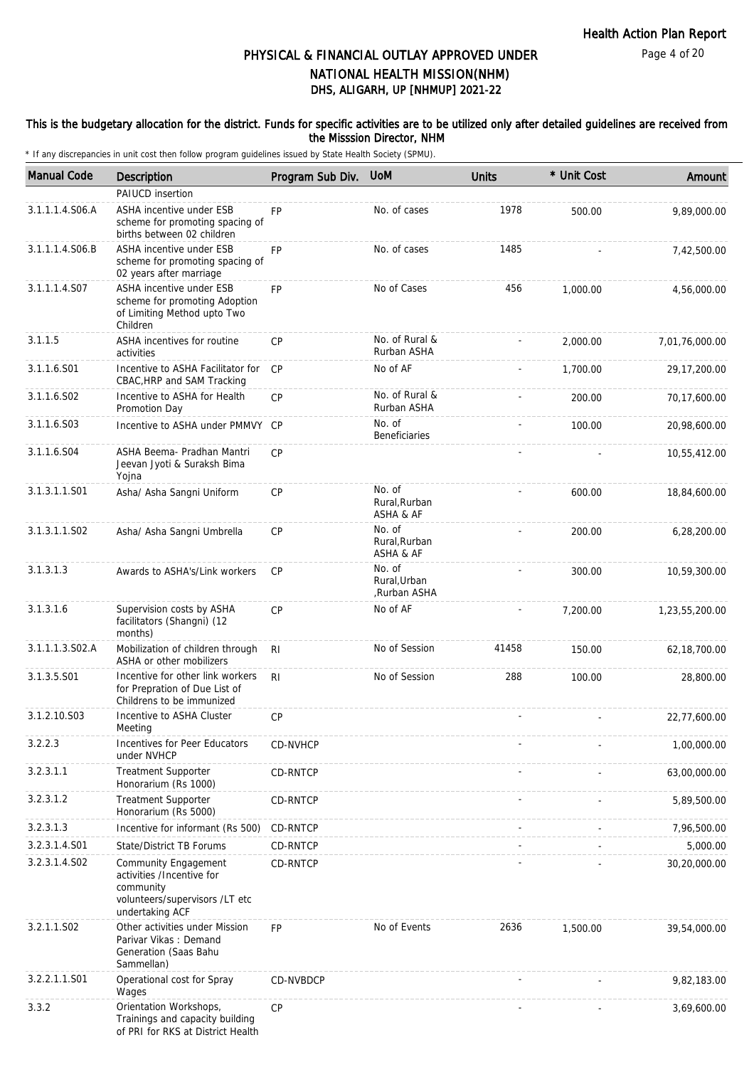# PHYSICAL & FINANCIAL OUTLAY APPROVED UNDER NATIONAL HEALTH MISSION(NHM)

## DHS, ALIGARH, UP [NHMUP] 2021-22

**This is the budgetary allocation for the district. Funds for specific activities are to be utilized only after detailed guidelines are received from the Misssion Director, NHM**

\* If any discrepancies in unit cost then follow program guidelines issued by State Health Society (SPMU).

| Manual Code | Description | Program Sub Div. | UoM | Units | * Unit Cost | Amount |
|---|---|---|---|---|---|---|
| | PAIUCD insertion | | | | | |
| 3.1.1.1.4.S06.A | ASHA incentive under ESB scheme for promoting spacing of births between 02 children | FP | No. of cases | 1978 | 500.00 | 9,89,000.00 |
| 3.1.1.1.4.S06.B | ASHA incentive under ESB scheme for promoting spacing of 02 years after marriage | FP | No. of cases | 1485 | - | 7,42,500.00 |
| 3.1.1.1.4.S07 | ASHA incentive under ESB scheme for promoting Adoption of Limiting Method upto Two Children | FP | No of Cases | 456 | 1,000.00 | 4,56,000.00 |
| 3.1.1.5 | ASHA incentives for routine activities | CP | No. of Rural & Rurban ASHA | - | 2,000.00 | 7,01,76,000.00 |
| 3.1.1.6.S01 | Incentive to ASHA Facilitator for CBAC,HRP and SAM Tracking | CP | No of AF | - | 1,700.00 | 29,17,200.00 |
| 3.1.1.6.S02 | Incentive to ASHA for Health Promotion Day | CP | No. of Rural & Rurban ASHA | - | 200.00 | 70,17,600.00 |
| 3.1.1.6.S03 | Incentive to ASHA under PMMVY | CP | No. of Beneficiaries | - | 100.00 | 20,98,600.00 |
| 3.1.1.6.S04 | ASHA Beema- Pradhan Mantri Jeevan Jyoti & Suraksh Bima Yojna | CP | | - | - | 10,55,412.00 |
| 3.1.3.1.1.S01 | Asha/ Asha Sangni Uniform | CP | No. of Rural,Rurban ASHA & AF | - | 600.00 | 18,84,600.00 |
| 3.1.3.1.1.S02 | Asha/ Asha Sangni Umbrella | CP | No. of Rural,Rurban ASHA & AF | - | 200.00 | 6,28,200.00 |
| 3.1.3.1.3 | Awards to ASHA's/Link workers | CP | No. of Rural,Urban ,Rurban ASHA | - | 300.00 | 10,59,300.00 |
| 3.1.3.1.6 | Supervision costs by ASHA facilitators (Shangni) (12 months) | CP | No of AF | - | 7,200.00 | 1,23,55,200.00 |
| 3.1.1.1.3.S02.A | Mobilization of children through ASHA or other mobilizers | RI | No of Session | 41458 | 150.00 | 62,18,700.00 |
| 3.1.3.5.S01 | Incentive for other link workers for Prepration of Due List of Childrens to be immunized | RI | No of Session | 288 | 100.00 | 28,800.00 |
| 3.1.2.10.S03 | Incentive to ASHA Cluster Meeting | CP | | - | - | 22,77,600.00 |
| 3.2.2.3 | Incentives for Peer Educators under NVHCP | CD-NVHCP | | - | - | 1,00,000.00 |
| 3.2.3.1.1 | Treatment Supporter Honorarium (Rs 1000) | CD-RNTCP | | - | - | 63,00,000.00 |
| 3.2.3.1.2 | Treatment Supporter Honorarium (Rs 5000) | CD-RNTCP | | - | - | 5,89,500.00 |
| 3.2.3.1.3 | Incentive for informant (Rs 500) | CD-RNTCP | | - | - | 7,96,500.00 |
| 3.2.3.1.4.S01 | State/District TB Forums | CD-RNTCP | | - | - | 5,000.00 |
| 3.2.3.1.4.S02 | Community Engagement activities /Incentive for community volunteers/supervisors /LT etc undertaking ACF | CD-RNTCP | | - | - | 30,20,000.00 |
| 3.2.1.1.S02 | Other activities under Mission Parivar Vikas : Demand Generation (Saas Bahu Sammellan) | FP | No of Events | 2636 | 1,500.00 | 39,54,000.00 |
| 3.2.2.1.1.S01 | Operational cost for Spray Wages | CD-NVBDCP | | - | - | 9,82,183.00 |
| 3.3.2 | Orientation Workshops, Trainings and capacity building of PRI for RKS at District Health | CP | | - | - | 3,69,600.00 |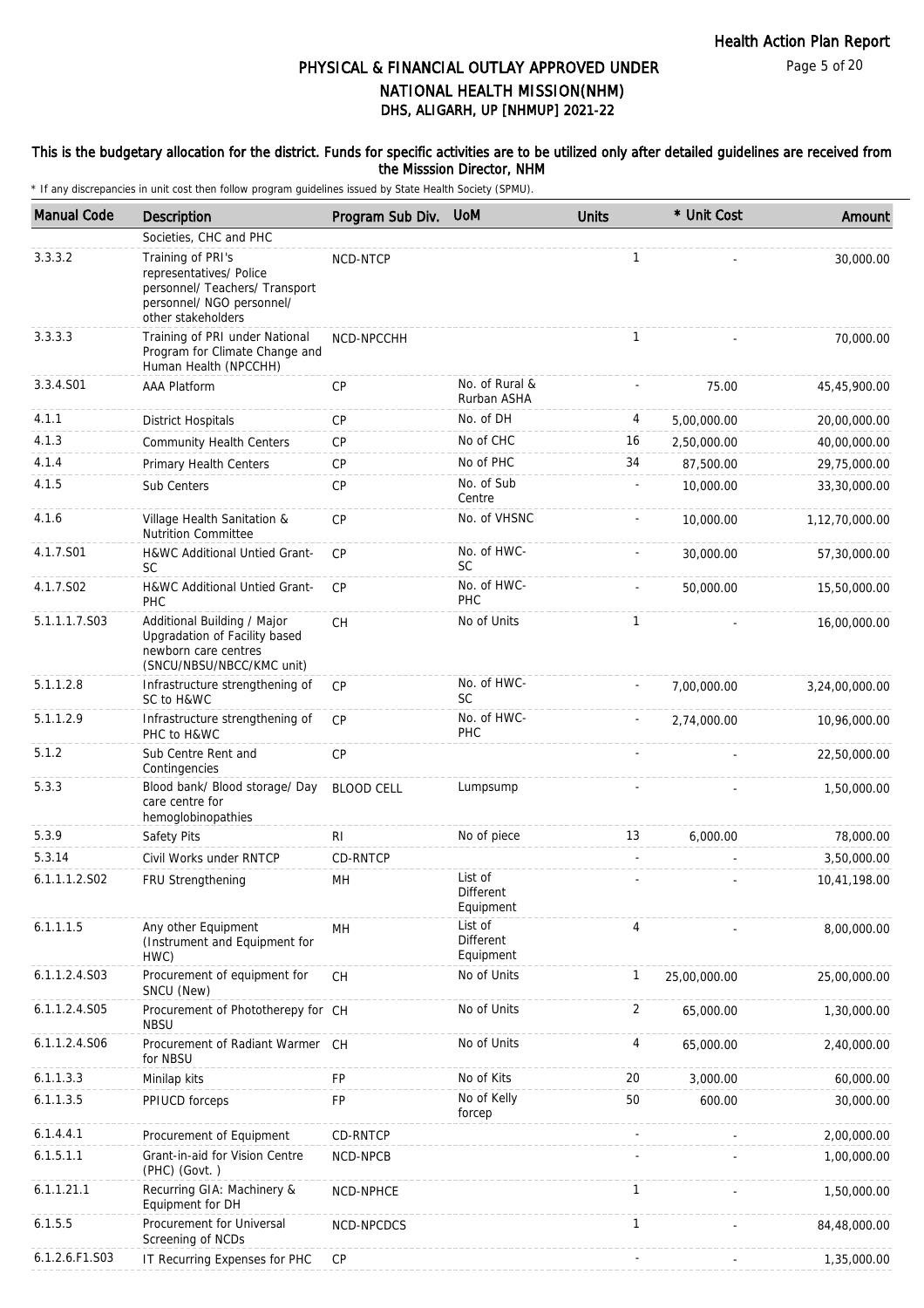# PHYSICAL & FINANCIAL OUTLAY APPROVED UNDER NATIONAL HEALTH MISSION(NHM)

## DHS, ALIGARH, UP [NHMUP] 2021-22

**This is the budgetary allocation for the district. Funds for specific activities are to be utilized only after detailed guidelines are received from the Misssion Director, NHM**

\* If any discrepancies in unit cost then follow program guidelines issued by State Health Society (SPMU).

| Manual Code | Description | Program Sub Div. | UoM | Units | * Unit Cost | Amount |
|---|---|---|---|---|---|---|
| | Societies, CHC and PHC | | | | | |
| 3.3.3.2 | Training of PRI's representatives/ Police personnel/ Teachers/ Transport personnel/ NGO personnel/ other stakeholders | NCD-NTCP | | 1 | - | 30,000.00 |
| 3.3.3.3 | Training of PRI under National Program for Climate Change and Human Health (NPCCHH) | NCD-NPCCHH | | 1 | - | 70,000.00 |
| 3.3.4.S01 | AAA Platform | CP | No. of Rural & Rurban ASHA | - | 75.00 | 45,45,900.00 |
| 4.1.1 | District Hospitals | CP | No. of DH | 4 | 5,00,000.00 | 20,00,000.00 |
| 4.1.3 | Community Health Centers | CP | No of CHC | 16 | 2,50,000.00 | 40,00,000.00 |
| 4.1.4 | Primary Health Centers | CP | No of PHC | 34 | 87,500.00 | 29,75,000.00 |
| 4.1.5 | Sub Centers | CP | No. of Sub Centre | - | 10,000.00 | 33,30,000.00 |
| 4.1.6 | Village Health Sanitation & Nutrition Committee | CP | No. of VHSNC | - | 10,000.00 | 1,12,70,000.00 |
| 4.1.7.S01 | H&WC Additional Untied Grant-SC | CP | No. of HWC-SC | - | 30,000.00 | 57,30,000.00 |
| 4.1.7.S02 | H&WC Additional Untied Grant-PHC | CP | No. of HWC-PHC | - | 50,000.00 | 15,50,000.00 |
| 5.1.1.1.7.S03 | Additional Building / Major Upgradation of Facility based newborn care centres (SNCU/NBSU/NBCC/KMC unit) | CH | No of Units | 1 | - | 16,00,000.00 |
| 5.1.1.2.8 | Infrastructure strengthening of SC to H&WC | CP | No. of HWC-SC | - | 7,00,000.00 | 3,24,00,000.00 |
| 5.1.1.2.9 | Infrastructure strengthening of PHC to H&WC | CP | No. of HWC-PHC | - | 2,74,000.00 | 10,96,000.00 |
| 5.1.2 | Sub Centre Rent and Contingencies | CP | | - | - | 22,50,000.00 |
| 5.3.3 | Blood bank/ Blood storage/ Day care centre for hemoglobinopathies | BLOOD CELL | Lumpsump | - | - | 1,50,000.00 |
| 5.3.9 | Safety Pits | RI | No of piece | 13 | 6,000.00 | 78,000.00 |
| 5.3.14 | Civil Works under RNTCP | CD-RNTCP | | - | - | 3,50,000.00 |
| 6.1.1.1.2.S02 | FRU Strengthening | MH | List of Different Equipment | - | - | 10,41,198.00 |
| 6.1.1.1.5 | Any other Equipment (Instrument and Equipment for HWC) | MH | List of Different Equipment | 4 | - | 8,00,000.00 |
| 6.1.1.2.4.S03 | Procurement of equipment for SNCU (New) | CH | No of Units | 1 | 25,00,000.00 | 25,00,000.00 |
| 6.1.1.2.4.S05 | Procurement of Phototherepy for NBSU | CH | No of Units | 2 | 65,000.00 | 1,30,000.00 |
| 6.1.1.2.4.S06 | Procurement of Radiant Warmer for NBSU | CH | No of Units | 4 | 65,000.00 | 2,40,000.00 |
| 6.1.1.3.3 | Minilap kits | FP | No of Kits | 20 | 3,000.00 | 60,000.00 |
| 6.1.1.3.5 | PPIUCD forceps | FP | No of Kelly forcep | 50 | 600.00 | 30,000.00 |
| 6.1.4.4.1 | Procurement of Equipment | CD-RNTCP | | - | - | 2,00,000.00 |
| 6.1.5.1.1 | Grant-in-aid for Vision Centre (PHC) (Govt. ) | NCD-NPCB | | - | - | 1,00,000.00 |
| 6.1.1.21.1 | Recurring GIA: Machinery & Equipment for DH | NCD-NPHCE | | 1 | - | 1,50,000.00 |
| 6.1.5.5 | Procurement for Universal Screening of NCDs | NCD-NPCDCS | | 1 | - | 84,48,000.00 |
| 6.1.2.6.F1.S03 | IT Recurring Expenses for PHC | CP | | - | - | 1,35,000.00 |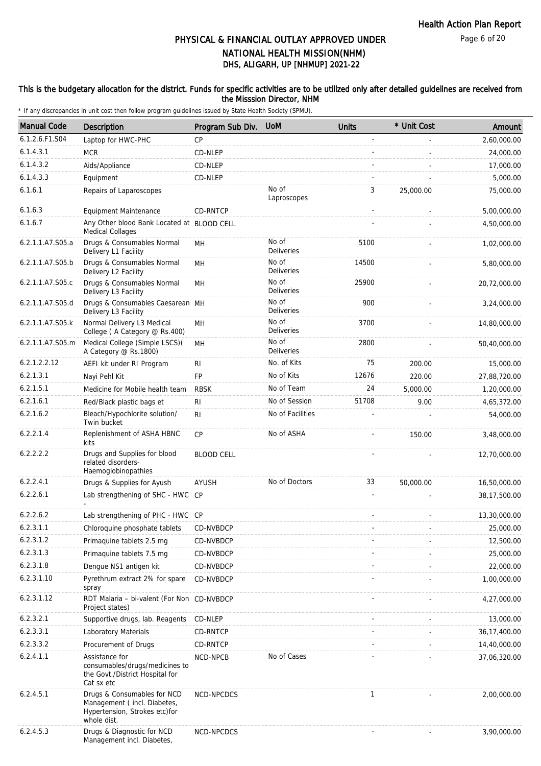# PHYSICAL & FINANCIAL OUTLAY APPROVED UNDER NATIONAL HEALTH MISSION(NHM)

## DHS, ALIGARH, UP [NHMUP] 2021-22

**This is the budgetary allocation for the district. Funds for specific activities are to be utilized only after detailed guidelines are received from the Misssion Director, NHM**

\* If any discrepancies in unit cost then follow program guidelines issued by State Health Society (SPMU).

| Manual Code | Description | Program Sub Div. | UoM | Units | * Unit Cost | Amount |
|---|---|---|---|---|---|---|
| 6.1.2.6.F1.S04 | Laptop for HWC-PHC | CP | | - | - | 2,60,000.00 |
| 6.1.4.3.1 | MCR | CD-NLEP | | - | - | 24,000.00 |
| 6.1.4.3.2 | Aids/Appliance | CD-NLEP | | - | - | 17,000.00 |
| 6.1.4.3.3 | Equipment | CD-NLEP | | - | - | 5,000.00 |
| 6.1.6.1 | Repairs of Laparoscopes | | No of Laproscopes | 3 | 25,000.00 | 75,000.00 |
| 6.1.6.3 | Equipment Maintenance | CD-RNTCP | | - | - | 5,00,000.00 |
| 6.1.6.7 | Any Other blood Bank Located at Medical Collages | BLOOD CELL | | - | - | 4,50,000.00 |
| 6.2.1.1.A7.S05.a | Drugs & Consumables Normal Delivery L1 Facility | MH | No of Deliveries | 5100 | - | 1,02,000.00 |
| 6.2.1.1.A7.S05.b | Drugs & Consumables Normal Delivery L2 Facility | MH | No of Deliveries | 14500 | - | 5,80,000.00 |
| 6.2.1.1.A7.S05.c | Drugs & Consumables Normal Delivery L3 Facility | MH | No of Deliveries | 25900 | - | 20,72,000.00 |
| 6.2.1.1.A7.S05.d | Drugs & Consumables Caesarean Delivery L3 Facility | MH | No of Deliveries | 900 | - | 3,24,000.00 |
| 6.2.1.1.A7.S05.k | Normal Delivery L3 Medical College ( A Category @ Rs.400) | MH | No of Deliveries | 3700 | - | 14,80,000.00 |
| 6.2.1.1.A7.S05.m | Medical College (Simple LSCS)( A Category @ Rs.1800) | MH | No of Deliveries | 2800 | - | 50,40,000.00 |
| 6.2.1.2.2.12 | AEFI kit under RI Program | RI | No. of Kits | 75 | 200.00 | 15,000.00 |
| 6.2.1.3.1 | Nayi Pehl Kit | FP | No of Kits | 12676 | 220.00 | 27,88,720.00 |
| 6.2.1.5.1 | Medicine for Mobile health team | RBSK | No of Team | 24 | 5,000.00 | 1,20,000.00 |
| 6.2.1.6.1 | Red/Black plastic bags et | RI | No of Session | 51708 | 9.00 | 4,65,372.00 |
| 6.2.1.6.2 | Bleach/Hypochlorite solution/ Twin bucket | RI | No of Facilities | - | - | 54,000.00 |
| 6.2.2.1.4 | Replenishment of ASHA HBNC kits | CP | No of ASHA | - | 150.00 | 3,48,000.00 |
| 6.2.2.2.2 | Drugs and Supplies for blood related disorders-Haemoglobinopathies | BLOOD CELL | | - | - | 12,70,000.00 |
| 6.2.2.4.1 | Drugs & Supplies for Ayush | AYUSH | No of Doctors | 33 | 50,000.00 | 16,50,000.00 |
| 6.2.2.6.1 | Lab strengthening of SHC - HWC - | CP | | - | - | 38,17,500.00 |
| 6.2.2.6.2 | Lab strengthening of PHC - HWC | CP | | - | - | 13,30,000.00 |
| 6.2.3.1.1 | Chloroquine phosphate tablets | CD-NVBDCP | | - | - | 25,000.00 |
| 6.2.3.1.2 | Primaquine tablets 2.5 mg | CD-NVBDCP | | - | - | 12,500.00 |
| 6.2.3.1.3 | Primaquine tablets 7.5 mg | CD-NVBDCP | | - | - | 25,000.00 |
| 6.2.3.1.8 | Dengue NS1 antigen kit | CD-NVBDCP | | - | - | 22,000.00 |
| 6.2.3.1.10 | Pyrethrum extract 2% for spare spray | CD-NVBDCP | | - | - | 1,00,000.00 |
| 6.2.3.1.12 | RDT Malaria – bi-valent (For Non Project states) | CD-NVBDCP | | - | - | 4,27,000.00 |
| 6.2.3.2.1 | Supportive drugs, lab. Reagents | CD-NLEP | | - | - | 13,000.00 |
| 6.2.3.3.1 | Laboratory Materials | CD-RNTCP | | - | - | 36,17,400.00 |
| 6.2.3.3.2 | Procurement of Drugs | CD-RNTCP | | - | - | 14,40,000.00 |
| 6.2.4.1.1 | Assistance for consumables/drugs/medicines to the Govt./District Hospital for Cat sx etc | NCD-NPCB | No of Cases | - | - | 37,06,320.00 |
| 6.2.4.5.1 | Drugs & Consumables for NCD Management ( incl. Diabetes, Hypertension, Strokes etc)for whole dist. | NCD-NPCDCS | | 1 | - | 2,00,000.00 |
| 6.2.4.5.3 | Drugs & Diagnostic for NCD Management incl. Diabetes, | NCD-NPCDCS | | - | - | 3,90,000.00 |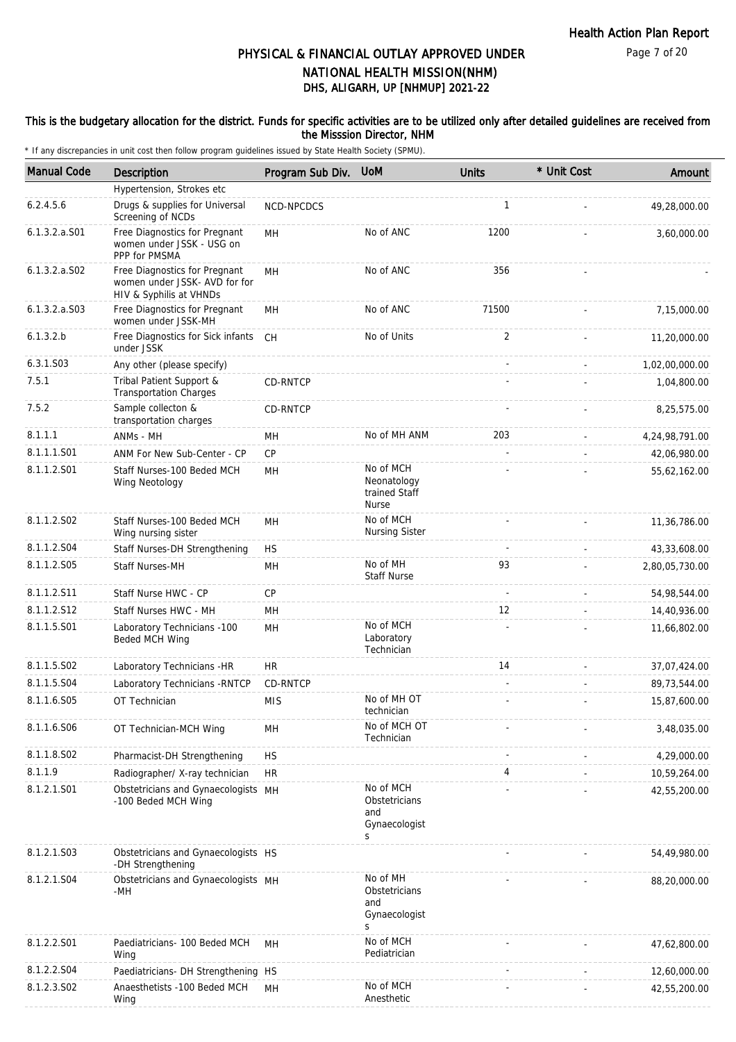# PHYSICAL & FINANCIAL OUTLAY APPROVED UNDER NATIONAL HEALTH MISSION(NHM)

## DHS, ALIGARH, UP [NHMUP] 2021-22

### This is the budgetary allocation for the district. Funds for specific activities are to be utilized only after detailed guidelines are received from the Misssion Director, NHM

\* If any discrepancies in unit cost then follow program guidelines issued by State Health Society (SPMU).

| Manual Code | Description | Program Sub Div. | UoM | Units | * Unit Cost | Amount |
|---|---|---|---|---|---|---|
| | Hypertension, Strokes etc | | | | | |
| 6.2.4.5.6 | Drugs & supplies for Universal Screening of NCDs | NCD-NPCDCS | | 1 | - | 49,28,000.00 |
| 6.1.3.2.a.S01 | Free Diagnostics for Pregnant women under JSSK - USG on PPP for PMSMA | MH | No of ANC | 1200 | - | 3,60,000.00 |
| 6.1.3.2.a.S02 | Free Diagnostics for Pregnant women under JSSK- AVD for for HIV & Syphilis at VHNDs | MH | No of ANC | 356 | - | - |
| 6.1.3.2.a.S03 | Free Diagnostics for Pregnant women under JSSK-MH | MH | No of ANC | 71500 | - | 7,15,000.00 |
| 6.1.3.2.b | Free Diagnostics for Sick infants under JSSK | CH | No of Units | 2 | - | 11,20,000.00 |
| 6.3.1.S03 | Any other (please specify) | | | - | - | 1,02,00,000.00 |
| 7.5.1 | Tribal Patient Support & Transportation Charges | CD-RNTCP | | - | - | 1,04,800.00 |
| 7.5.2 | Sample collecton & transportation charges | CD-RNTCP | | - | - | 8,25,575.00 |
| 8.1.1.1 | ANMs - MH | MH | No of MH ANM | 203 | - | 4,24,98,791.00 |
| 8.1.1.1.S01 | ANM For New Sub-Center - CP | CP | | - | - | 42,06,980.00 |
| 8.1.1.2.S01 | Staff Nurses-100 Beded MCH Wing Neotology | MH | No of MCH Neonatology trained Staff Nurse | - | - | 55,62,162.00 |
| 8.1.1.2.S02 | Staff Nurses-100 Beded MCH Wing nursing sister | MH | No of MCH Nursing Sister | - | - | 11,36,786.00 |
| 8.1.1.2.S04 | Staff Nurses-DH Strengthening | HS | | - | - | 43,33,608.00 |
| 8.1.1.2.S05 | Staff Nurses-MH | MH | No of MH Staff Nurse | 93 | - | 2,80,05,730.00 |
| 8.1.1.2.S11 | Staff Nurse HWC - CP | CP | | - | - | 54,98,544.00 |
| 8.1.1.2.S12 | Staff Nurses HWC - MH | MH | | 12 | - | 14,40,936.00 |
| 8.1.1.5.S01 | Laboratory Technicians -100 Beded MCH Wing | MH | No of MCH Laboratory Technician | - | - | 11,66,802.00 |
| 8.1.1.5.S02 | Laboratory Technicians -HR | HR | | 14 | - | 37,07,424.00 |
| 8.1.1.5.S04 | Laboratory Technicians -RNTCP | CD-RNTCP | | - | - | 89,73,544.00 |
| 8.1.1.6.S05 | OT Technician | MIS | No of MH OT technician | - | - | 15,87,600.00 |
| 8.1.1.6.S06 | OT Technician-MCH Wing | MH | No of MCH OT Technician | - | - | 3,48,035.00 |
| 8.1.1.8.S02 | Pharmacist-DH Strengthening | HS | | - | - | 4,29,000.00 |
| 8.1.1.9 | Radiographer/ X-ray technician | HR | | 4 | - | 10,59,264.00 |
| 8.1.2.1.S01 | Obstetricians and Gynaecologists -100 Beded MCH Wing | MH | No of MCH Obstetricians and Gynaecologists | - | - | 42,55,200.00 |
| 8.1.2.1.S03 | Obstetricians and Gynaecologists -DH Strengthening | HS | | - | - | 54,49,980.00 |
| 8.1.2.1.S04 | Obstetricians and Gynaecologists -MH | MH | No of MH Obstetricians and Gynaecologists | - | - | 88,20,000.00 |
| 8.1.2.2.S01 | Paediatricians- 100 Beded MCH Wing | MH | No of MCH Pediatrician | - | - | 47,62,800.00 |
| 8.1.2.2.S04 | Paediatricians- DH Strengthening | HS | | - | - | 12,60,000.00 |
| 8.1.2.3.S02 | Anaesthetists -100 Beded MCH Wing | MH | No of MCH Anesthetic | - | - | 42,55,200.00 |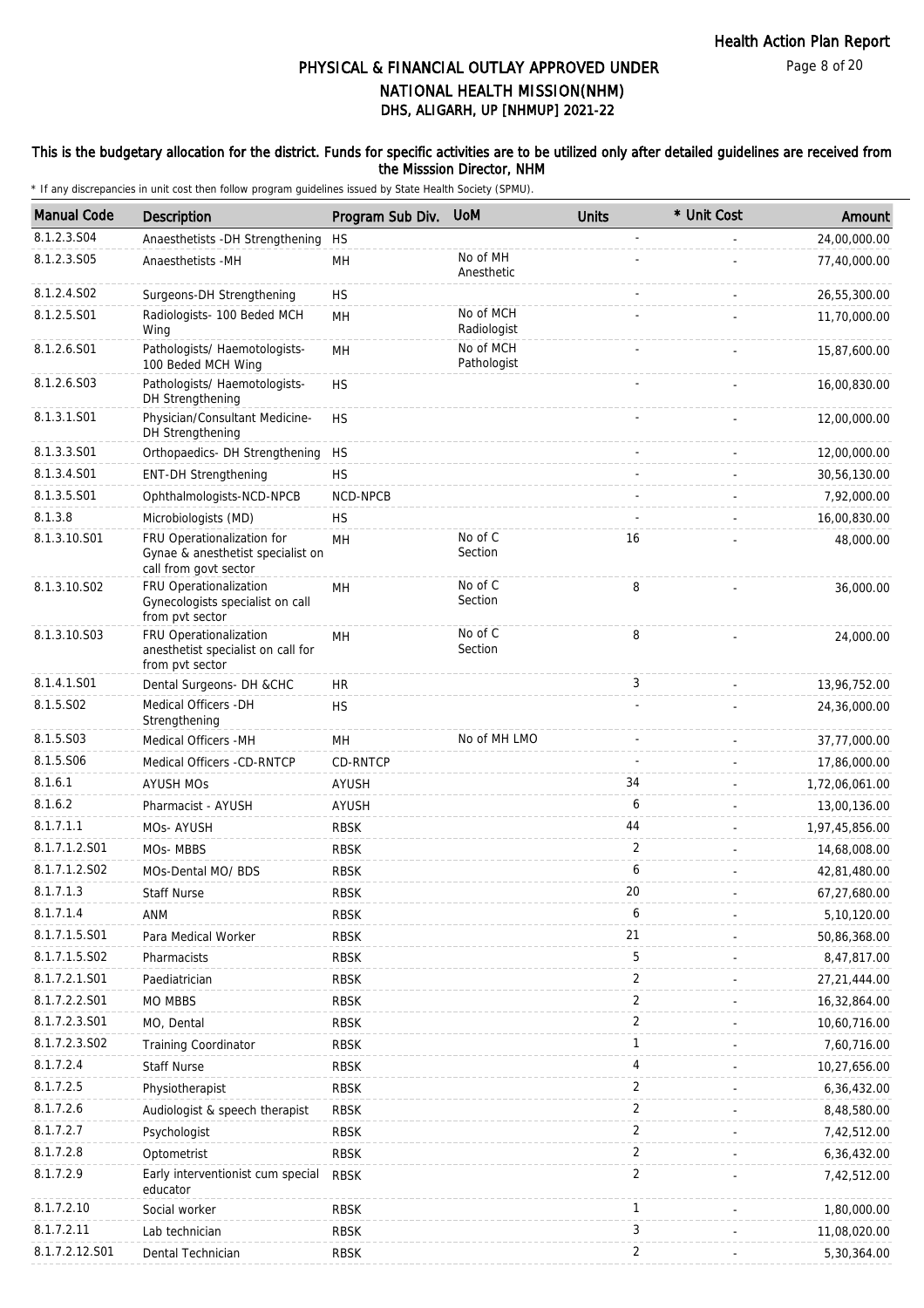# PHYSICAL & FINANCIAL OUTLAY APPROVED UNDER NATIONAL HEALTH MISSION(NHM)

## DHS, ALIGARH, UP [NHMUP] 2021-22

**This is the budgetary allocation for the district. Funds for specific activities are to be utilized only after detailed guidelines are received from the Misssion Director, NHM**

\* If any discrepancies in unit cost then follow program guidelines issued by State Health Society (SPMU).

| Manual Code | Description | Program Sub Div. | UoM | Units | * Unit Cost | Amount |
|---|---|---|---|---|---|---|
| 8.1.2.3.S04 | Anaesthetists -DH Strengthening | HS | | - | - | 24,00,000.00 |
| 8.1.2.3.S05 | Anaesthetists -MH | MH | No of MH Anesthetic | - | - | 77,40,000.00 |
| 8.1.2.4.S02 | Surgeons-DH Strengthening | HS | | - | - | 26,55,300.00 |
| 8.1.2.5.S01 | Radiologists- 100 Beded MCH Wing | MH | No of MCH Radiologist | - | - | 11,70,000.00 |
| 8.1.2.6.S01 | Pathologists/ Haemotologists- 100 Beded MCH Wing | MH | No of MCH Pathologist | - | - | 15,87,600.00 |
| 8.1.2.6.S03 | Pathologists/ Haemotologists- DH Strengthening | HS | | - | - | 16,00,830.00 |
| 8.1.3.1.S01 | Physician/Consultant Medicine- DH Strengthening | HS | | - | - | 12,00,000.00 |
| 8.1.3.3.S01 | Orthopaedics- DH Strengthening | HS | | - | - | 12,00,000.00 |
| 8.1.3.4.S01 | ENT-DH Strengthening | HS | | - | - | 30,56,130.00 |
| 8.1.3.5.S01 | Ophthalmologists-NCD-NPCB | NCD-NPCB | | - | - | 7,92,000.00 |
| 8.1.3.8 | Microbiologists (MD) | HS | | - | - | 16,00,830.00 |
| 8.1.3.10.S01 | FRU Operationalization for Gynae & anesthetist specialist on call from govt sector | MH | No of C Section | 16 | - | 48,000.00 |
| 8.1.3.10.S02 | FRU Operationalization Gynecologists specialist on call from pvt sector | MH | No of C Section | 8 | - | 36,000.00 |
| 8.1.3.10.S03 | FRU Operationalization anesthetist specialist on call for from pvt sector | MH | No of C Section | 8 | - | 24,000.00 |
| 8.1.4.1.S01 | Dental Surgeons- DH &CHC | HR | | 3 | - | 13,96,752.00 |
| 8.1.5.S02 | Medical Officers -DH Strengthening | HS | | - | - | 24,36,000.00 |
| 8.1.5.S03 | Medical Officers -MH | MH | No of MH LMO | - | - | 37,77,000.00 |
| 8.1.5.S06 | Medical Officers -CD-RNTCP | CD-RNTCP | | - | - | 17,86,000.00 |
| 8.1.6.1 | AYUSH MOs | AYUSH | | 34 | - | 1,72,06,061.00 |
| 8.1.6.2 | Pharmacist - AYUSH | AYUSH | | 6 | - | 13,00,136.00 |
| 8.1.7.1.1 | MOs- AYUSH | RBSK | | 44 | - | 1,97,45,856.00 |
| 8.1.7.1.2.S01 | MOs- MBBS | RBSK | | 2 | - | 14,68,008.00 |
| 8.1.7.1.2.S02 | MOs-Dental MO/ BDS | RBSK | | 6 | - | 42,81,480.00 |
| 8.1.7.1.3 | Staff Nurse | RBSK | | 20 | - | 67,27,680.00 |
| 8.1.7.1.4 | ANM | RBSK | | 6 | - | 5,10,120.00 |
| 8.1.7.1.5.S01 | Para Medical Worker | RBSK | | 21 | - | 50,86,368.00 |
| 8.1.7.1.5.S02 | Pharmacists | RBSK | | 5 | - | 8,47,817.00 |
| 8.1.7.2.1.S01 | Paediatrician | RBSK | | 2 | - | 27,21,444.00 |
| 8.1.7.2.2.S01 | MO MBBS | RBSK | | 2 | - | 16,32,864.00 |
| 8.1.7.2.3.S01 | MO, Dental | RBSK | | 2 | - | 10,60,716.00 |
| 8.1.7.2.3.S02 | Training Coordinator | RBSK | | 1 | - | 7,60,716.00 |
| 8.1.7.2.4 | Staff Nurse | RBSK | | 4 | - | 10,27,656.00 |
| 8.1.7.2.5 | Physiotherapist | RBSK | | 2 | - | 6,36,432.00 |
| 8.1.7.2.6 | Audiologist & speech therapist | RBSK | | 2 | - | 8,48,580.00 |
| 8.1.7.2.7 | Psychologist | RBSK | | 2 | - | 7,42,512.00 |
| 8.1.7.2.8 | Optometrist | RBSK | | 2 | - | 6,36,432.00 |
| 8.1.7.2.9 | Early interventionist cum special educator | RBSK | | 2 | - | 7,42,512.00 |
| 8.1.7.2.10 | Social worker | RBSK | | 1 | - | 1,80,000.00 |
| 8.1.7.2.11 | Lab technician | RBSK | | 3 | - | 11,08,020.00 |
| 8.1.7.2.12.S01 | Dental Technician | RBSK | | 2 | - | 5,30,364.00 |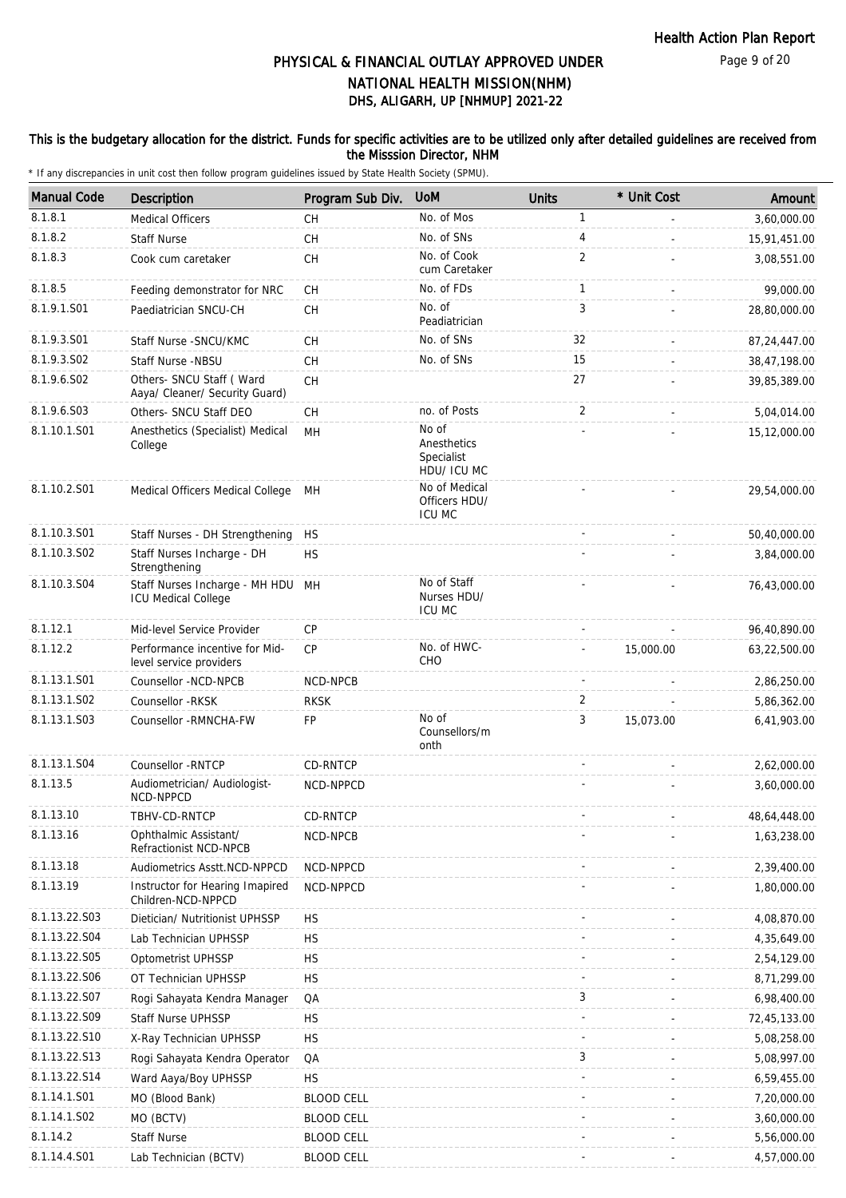# PHYSICAL & FINANCIAL OUTLAY APPROVED UNDER NATIONAL HEALTH MISSION(NHM)

## DHS, ALIGARH, UP [NHMUP] 2021-22

**This is the budgetary allocation for the district. Funds for specific activities are to be utilized only after detailed guidelines are received from the Misssion Director, NHM**

* If any discrepancies in unit cost then follow program guidelines issued by State Health Society (SPMU).

| Manual Code | Description | Program Sub Div. | UoM | Units | * Unit Cost | Amount |
|---|---|---|---|---|---|---|
| 8.1.8.1 | Medical Officers | CH | No. of Mos | 1 | - | 3,60,000.00 |
| 8.1.8.2 | Staff Nurse | CH | No. of SNs | 4 | - | 15,91,451.00 |
| 8.1.8.3 | Cook cum caretaker | CH | No. of Cook cum Caretaker | 2 | - | 3,08,551.00 |
| 8.1.8.5 | Feeding demonstrator for NRC | CH | No. of FDs | 1 | - | 99,000.00 |
| 8.1.9.1.S01 | Paediatrician SNCU-CH | CH | No. of Peadiatrician | 3 | - | 28,80,000.00 |
| 8.1.9.3.S01 | Staff Nurse -SNCU/KMC | CH | No. of SNs | 32 | - | 87,24,447.00 |
| 8.1.9.3.S02 | Staff Nurse -NBSU | CH | No. of SNs | 15 | - | 38,47,198.00 |
| 8.1.9.6.S02 | Others- SNCU Staff ( Ward Aaya/ Cleaner/ Security Guard) | CH | | 27 | - | 39,85,389.00 |
| 8.1.9.6.S03 | Others- SNCU Staff DEO | CH | no. of Posts | 2 | - | 5,04,014.00 |
| 8.1.10.1.S01 | Anesthetics (Specialist) Medical College | MH | No of Anesthetics Specialist HDU/ ICU MC | - | - | 15,12,000.00 |
| 8.1.10.2.S01 | Medical Officers Medical College | MH | No of Medical Officers HDU/ ICU MC | - | - | 29,54,000.00 |
| 8.1.10.3.S01 | Staff Nurses - DH Strengthening | HS | | - | - | 50,40,000.00 |
| 8.1.10.3.S02 | Staff Nurses Incharge - DH Strengthening | HS | | - | - | 3,84,000.00 |
| 8.1.10.3.S04 | Staff Nurses Incharge - MH HDU ICU Medical College | MH | No of Staff Nurses HDU/ ICU MC | - | - | 76,43,000.00 |
| 8.1.12.1 | Mid-level Service Provider | CP | | - | - | 96,40,890.00 |
| 8.1.12.2 | Performance incentive for Mid-level service providers | CP | No. of HWC-CHO | - | 15,000.00 | 63,22,500.00 |
| 8.1.13.1.S01 | Counsellor -NCD-NPCB | NCD-NPCB | | - | - | 2,86,250.00 |
| 8.1.13.1.S02 | Counsellor -RKSK | RKSK | | 2 | - | 5,86,362.00 |
| 8.1.13.1.S03 | Counsellor -RMNCHA-FW | FP | No of Counsellors/month | 3 | 15,073.00 | 6,41,903.00 |
| 8.1.13.1.S04 | Counsellor -RNTCP | CD-RNTCP | | - | - | 2,62,000.00 |
| 8.1.13.5 | Audiometrician/ Audiologist-NCD-NPPCD | NCD-NPPCD | | - | - | 3,60,000.00 |
| 8.1.13.10 | TBHV-CD-RNTCP | CD-RNTCP | | - | - | 48,64,448.00 |
| 8.1.13.16 | Ophthalmic Assistant/ Refractionist NCD-NPCB | NCD-NPCB | | - | - | 1,63,238.00 |
| 8.1.13.18 | Audiometrics Asstt.NCD-NPPCD | NCD-NPPCD | | - | - | 2,39,400.00 |
| 8.1.13.19 | Instructor for Hearing Imapired Children-NCD-NPPCD | NCD-NPPCD | | - | - | 1,80,000.00 |
| 8.1.13.22.S03 | Dietician/ Nutritionist UPHSSP | HS | | - | - | 4,08,870.00 |
| 8.1.13.22.S04 | Lab Technician UPHSSP | HS | | - | - | 4,35,649.00 |
| 8.1.13.22.S05 | Optometrist UPHSSP | HS | | - | - | 2,54,129.00 |
| 8.1.13.22.S06 | OT Technician UPHSSP | HS | | - | - | 8,71,299.00 |
| 8.1.13.22.S07 | Rogi Sahayata Kendra Manager | QA | | 3 | - | 6,98,400.00 |
| 8.1.13.22.S09 | Staff Nurse UPHSSP | HS | | - | - | 72,45,133.00 |
| 8.1.13.22.S10 | X-Ray Technician UPHSSP | HS | | - | - | 5,08,258.00 |
| 8.1.13.22.S13 | Rogi Sahayata Kendra Operator | QA | | 3 | - | 5,08,997.00 |
| 8.1.13.22.S14 | Ward Aaya/Boy UPHSSP | HS | | - | - | 6,59,455.00 |
| 8.1.14.1.S01 | MO (Blood Bank) | BLOOD CELL | | - | - | 7,20,000.00 |
| 8.1.14.1.S02 | MO (BCTV) | BLOOD CELL | | - | - | 3,60,000.00 |
| 8.1.14.2 | Staff Nurse | BLOOD CELL | | - | - | 5,56,000.00 |
| 8.1.14.4.S01 | Lab Technician (BCTV) | BLOOD CELL | | - | - | 4,57,000.00 |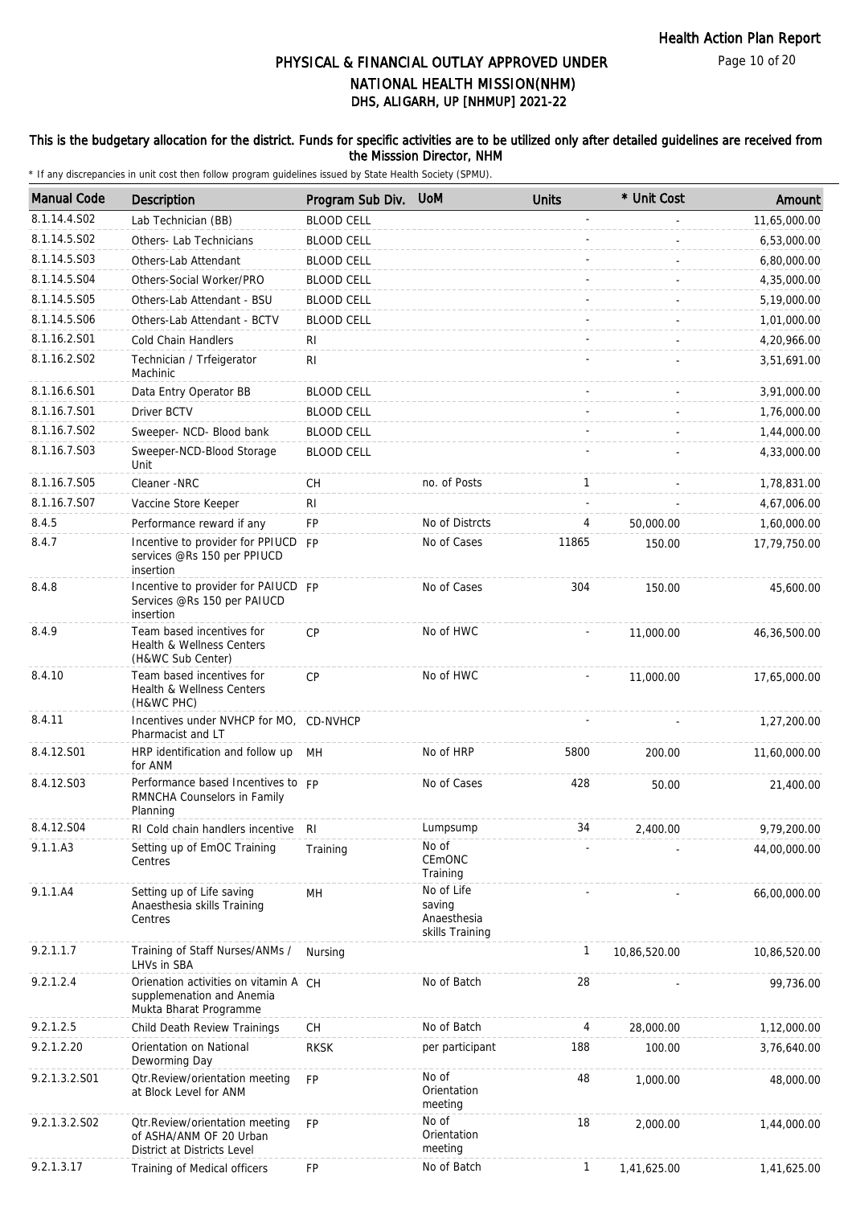# PHYSICAL & FINANCIAL OUTLAY APPROVED UNDER NATIONAL HEALTH MISSION(NHM)
## DHS, ALIGARH, UP [NHMUP] 2021-22

**This is the budgetary allocation for the district. Funds for specific activities are to be utilized only after detailed guidelines are received from the Misssion Director, NHM**

\* If any discrepancies in unit cost then follow program guidelines issued by State Health Society (SPMU).

| Manual Code | Description | Program Sub Div. | UoM | Units | * Unit Cost | Amount |
|---|---|---|---|---|---|---|
| 8.1.14.4.S02 | Lab Technician (BB) | BLOOD CELL | | - | - | 11,65,000.00 |
| 8.1.14.5.S02 | Others- Lab Technicians | BLOOD CELL | | - | - | 6,53,000.00 |
| 8.1.14.5.S03 | Others-Lab Attendant | BLOOD CELL | | - | - | 6,80,000.00 |
| 8.1.14.5.S04 | Others-Social Worker/PRO | BLOOD CELL | | - | - | 4,35,000.00 |
| 8.1.14.5.S05 | Others-Lab Attendant - BSU | BLOOD CELL | | - | - | 5,19,000.00 |
| 8.1.14.5.S06 | Others-Lab Attendant - BCTV | BLOOD CELL | | - | - | 1,01,000.00 |
| 8.1.16.2.S01 | Cold Chain Handlers | RI | | - | - | 4,20,966.00 |
| 8.1.16.2.S02 | Technician / Trfeigerator Machinic | RI | | - | - | 3,51,691.00 |
| 8.1.16.6.S01 | Data Entry Operator BB | BLOOD CELL | | - | - | 3,91,000.00 |
| 8.1.16.7.S01 | Driver BCTV | BLOOD CELL | | - | - | 1,76,000.00 |
| 8.1.16.7.S02 | Sweeper- NCD- Blood bank | BLOOD CELL | | - | - | 1,44,000.00 |
| 8.1.16.7.S03 | Sweeper-NCD-Blood Storage Unit | BLOOD CELL | | - | - | 4,33,000.00 |
| 8.1.16.7.S05 | Cleaner -NRC | CH | no. of Posts | 1 | - | 1,78,831.00 |
| 8.1.16.7.S07 | Vaccine Store Keeper | RI | | - | - | 4,67,006.00 |
| 8.4.5 | Performance reward if any | FP | No of Distrcts | 4 | 50,000.00 | 1,60,000.00 |
| 8.4.7 | Incentive to provider for PPIUCD services @Rs 150 per PPIUCD insertion | FP | No of Cases | 11865 | 150.00 | 17,79,750.00 |
| 8.4.8 | Incentive to provider for PAIUCD Services @Rs 150 per PAIUCD insertion | FP | No of Cases | 304 | 150.00 | 45,600.00 |
| 8.4.9 | Team based incentives for Health & Wellness Centers (H&WC Sub Center) | CP | No of HWC | - | 11,000.00 | 46,36,500.00 |
| 8.4.10 | Team based incentives for Health & Wellness Centers (H&WC PHC) | CP | No of HWC | - | 11,000.00 | 17,65,000.00 |
| 8.4.11 | Incentives under NVHCP for MO, Pharmacist and LT | CD-NVHCP | | - | - | 1,27,200.00 |
| 8.4.12.S01 | HRP identification and follow up for ANM | MH | No of HRP | 5800 | 200.00 | 11,60,000.00 |
| 8.4.12.S03 | Performance based Incentives to RMNCHA Counselors in Family Planning | FP | No of Cases | 428 | 50.00 | 21,400.00 |
| 8.4.12.S04 | RI Cold chain handlers incentive | RI | Lumpsump | 34 | 2,400.00 | 9,79,200.00 |
| 9.1.1.A3 | Setting up of EmOC Training Centres | Training | No of CEmONC Training | - | - | 44,00,000.00 |
| 9.1.1.A4 | Setting up of Life saving Anaesthesia skills Training Centres | MH | No of Life saving Anaesthesia skills Training | - | - | 66,00,000.00 |
| 9.2.1.1.7 | Training of Staff Nurses/ANMs / LHVs in SBA | Nursing | | 1 | 10,86,520.00 | 10,86,520.00 |
| 9.2.1.2.4 | Orienation activities on vitamin A supplemenation and Anemia Mukta Bharat Programme | CH | No of Batch | 28 | - | 99,736.00 |
| 9.2.1.2.5 | Child Death Review Trainings | CH | No of Batch | 4 | 28,000.00 | 1,12,000.00 |
| 9.2.1.2.20 | Orientation on National Deworming Day | RKSK | per participant | 188 | 100.00 | 3,76,640.00 |
| 9.2.1.3.2.S01 | Qtr.Review/orientation meeting at Block Level for ANM | FP | No of Orientation meeting | 48 | 1,000.00 | 48,000.00 |
| 9.2.1.3.2.S02 | Qtr.Review/orientation meeting of ASHA/ANM OF 20 Urban District at Districts Level | FP | No of Orientation meeting | 18 | 2,000.00 | 1,44,000.00 |
| 9.2.1.3.17 | Training of Medical officers | FP | No of Batch | 1 | 1,41,625.00 | 1,41,625.00 |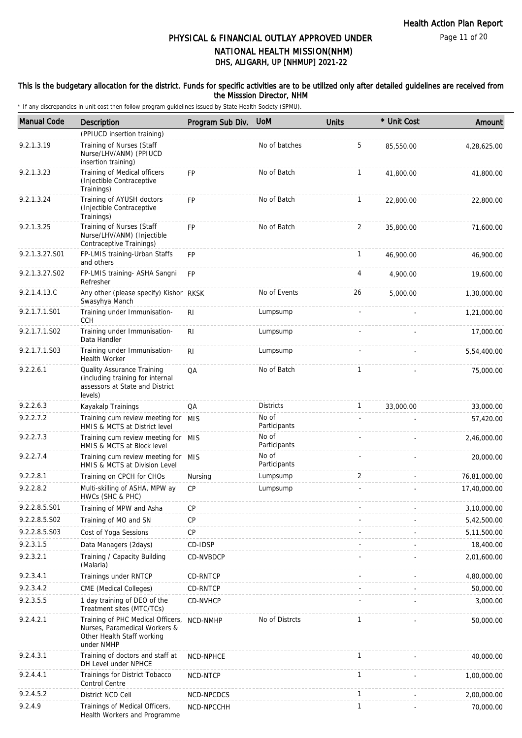# PHYSICAL & FINANCIAL OUTLAY APPROVED UNDER NATIONAL HEALTH MISSION(NHM)
## DHS, ALIGARH, UP [NHMUP] 2021-22

**This is the budgetary allocation for the district. Funds for specific activities are to be utilized only after detailed guidelines are received from the Misssion Director, NHM**

\* If any discrepancies in unit cost then follow program guidelines issued by State Health Society (SPMU).

| Manual Code | Description | Program Sub Div. | UoM | Units | * Unit Cost | Amount |
|---|---|---|---|---|---|---|
| | (PPIUCD insertion training) | | | | | |
| 9.2.1.3.19 | Training of Nurses (Staff Nurse/LHV/ANM) (PPIUCD insertion training) | | No of batches | 5 | 85,550.00 | 4,28,625.00 |
| 9.2.1.3.23 | Training of Medical officers (Injectible Contraceptive Trainings) | FP | No of Batch | 1 | 41,800.00 | 41,800.00 |
| 9.2.1.3.24 | Training of AYUSH doctors (Injectible Contraceptive Trainings) | FP | No of Batch | 1 | 22,800.00 | 22,800.00 |
| 9.2.1.3.25 | Training of Nurses (Staff Nurse/LHV/ANM) (Injectible Contraceptive Trainings) | FP | No of Batch | 2 | 35,800.00 | 71,600.00 |
| 9.2.1.3.27.S01 | FP-LMIS training-Urban Staffs and others | FP | | 1 | 46,900.00 | 46,900.00 |
| 9.2.1.3.27.S02 | FP-LMIS training- ASHA Sangni Refresher | FP | | 4 | 4,900.00 | 19,600.00 |
| 9.2.1.4.13.C | Any other (please specify) Kishor Swasyhya Manch | RKSK | No of Events | 26 | 5,000.00 | 1,30,000.00 |
| 9.2.1.7.1.S01 | Training under Immunisation-CCH | RI | Lumpsump | - | - | 1,21,000.00 |
| 9.2.1.7.1.S02 | Training under Immunisation-Data Handler | RI | Lumpsump | - | - | 17,000.00 |
| 9.2.1.7.1.S03 | Training under Immunisation-Health Worker | RI | Lumpsump | - | - | 5,54,400.00 |
| 9.2.2.6.1 | Quality Assurance Training (including training for internal assessors at State and District levels) | QA | No of Batch | 1 | - | 75,000.00 |
| 9.2.2.6.3 | Kayakalp Trainings | QA | Districts | 1 | 33,000.00 | 33,000.00 |
| 9.2.2.7.2 | Training cum review meeting for HMIS & MCTS at District level | MIS | No of Participants | - | - | 57,420.00 |
| 9.2.2.7.3 | Training cum review meeting for HMIS & MCTS at Block level | MIS | No of Participants | - | - | 2,46,000.00 |
| 9.2.2.7.4 | Training cum review meeting for HMIS & MCTS at Division Level | MIS | No of Participants | - | - | 20,000.00 |
| 9.2.2.8.1 | Training on CPCH for CHOs | Nursing | Lumpsump | 2 | - | 76,81,000.00 |
| 9.2.2.8.2 | Multi-skilling of ASHA, MPW ay HWCs (SHC & PHC) | CP | Lumpsump | - | - | 17,40,000.00 |
| 9.2.2.8.5.S01 | Training of MPW and Asha | CP | | - | - | 3,10,000.00 |
| 9.2.2.8.5.S02 | Training of MO and SN | CP | | - | - | 5,42,500.00 |
| 9.2.2.8.5.S03 | Cost of Yoga Sessions | CP | | - | - | 5,11,500.00 |
| 9.2.3.1.5 | Data Managers (2days) | CD-IDSP | | - | - | 18,400.00 |
| 9.2.3.2.1 | Training / Capacity Building (Malaria) | CD-NVBDCP | | - | - | 2,01,600.00 |
| 9.2.3.4.1 | Trainings under RNTCP | CD-RNTCP | | - | - | 4,80,000.00 |
| 9.2.3.4.2 | CME (Medical Colleges) | CD-RNTCP | | - | - | 50,000.00 |
| 9.2.3.5.5 | 1 day training of DEO of the Treatment sites (MTC/TCs) | CD-NVHCP | | - | - | 3,000.00 |
| 9.2.4.2.1 | Training of PHC Medical Officers, Nurses, Paramedical Workers & Other Health Staff working under NMHP | NCD-NMHP | No of Distrcts | 1 | - | 50,000.00 |
| 9.2.4.3.1 | Training of doctors and staff at DH Level under NPHCE | NCD-NPHCE | | 1 | - | 40,000.00 |
| 9.2.4.4.1 | Trainings for District Tobacco Control Centre | NCD-NTCP | | 1 | - | 1,00,000.00 |
| 9.2.4.5.2 | District NCD Cell | NCD-NPCDCS | | 1 | - | 2,00,000.00 |
| 9.2.4.9 | Trainings of Medical Officers, Health Workers and Programme | NCD-NPCCHH | | 1 | - | 70,000.00 |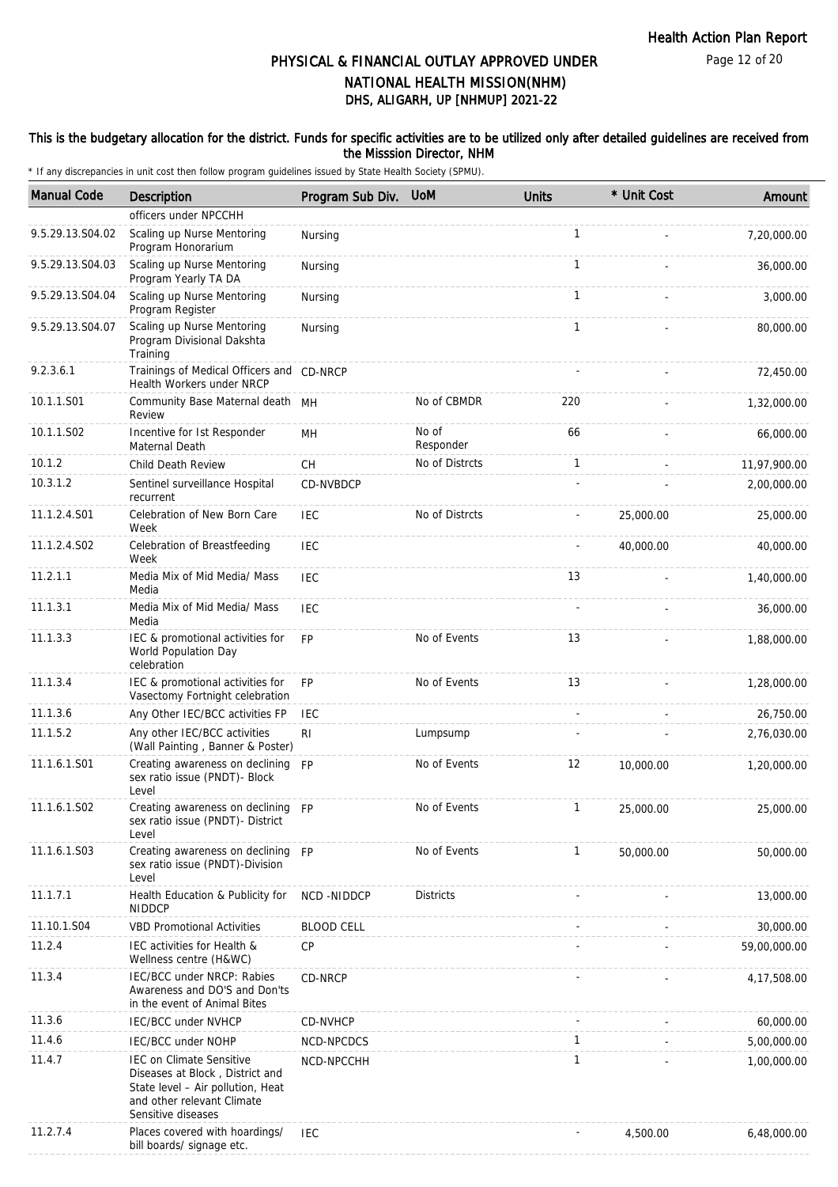# PHYSICAL & FINANCIAL OUTLAY APPROVED UNDER NATIONAL HEALTH MISSION(NHM)
## DHS, ALIGARH, UP [NHMUP] 2021-22

**This is the budgetary allocation for the district. Funds for specific activities are to be utilized only after detailed guidelines are received from the Misssion Director, NHM**

\* If any discrepancies in unit cost then follow program guidelines issued by State Health Society (SPMU).

| Manual Code | Description | Program Sub Div. | UoM | Units | * Unit Cost | Amount |
|---|---|---|---|---|---|---|
| | officers under NPCCHH | | | | | |
| 9.5.29.13.S04.02 | Scaling up Nurse Mentoring Program Honorarium | Nursing | | 1 | - | 7,20,000.00 |
| 9.5.29.13.S04.03 | Scaling up Nurse Mentoring Program Yearly TA DA | Nursing | | 1 | - | 36,000.00 |
| 9.5.29.13.S04.04 | Scaling up Nurse Mentoring Program Register | Nursing | | 1 | - | 3,000.00 |
| 9.5.29.13.S04.07 | Scaling up Nurse Mentoring Program Divisional Dakshta Training | Nursing | | 1 | - | 80,000.00 |
| 9.2.3.6.1 | Trainings of Medical Officers and Health Workers under NRCP | CD-NRCP | | - | - | 72,450.00 |
| 10.1.1.S01 | Community Base Maternal death Review | MH | No of CBMDR | 220 | - | 1,32,000.00 |
| 10.1.1.S02 | Incentive for Ist Responder Maternal Death | MH | No of Responder | 66 | - | 66,000.00 |
| 10.1.2 | Child Death Review | CH | No of Distrcts | 1 | - | 11,97,900.00 |
| 10.3.1.2 | Sentinel surveillance Hospital recurrent | CD-NVBDCP | | - | - | 2,00,000.00 |
| 11.1.2.4.S01 | Celebration of New Born Care Week | IEC | No of Distrcts | - | 25,000.00 | 25,000.00 |
| 11.1.2.4.S02 | Celebration of Breastfeeding Week | IEC | | - | 40,000.00 | 40,000.00 |
| 11.2.1.1 | Media Mix of Mid Media/ Mass Media | IEC | | 13 | - | 1,40,000.00 |
| 11.1.3.1 | Media Mix of Mid Media/ Mass Media | IEC | | - | - | 36,000.00 |
| 11.1.3.3 | IEC & promotional activities for World Population Day celebration | FP | No of Events | 13 | - | 1,88,000.00 |
| 11.1.3.4 | IEC & promotional activities for Vasectomy Fortnight celebration | FP | No of Events | 13 | - | 1,28,000.00 |
| 11.1.3.6 | Any Other IEC/BCC activities FP | IEC | | - | - | 26,750.00 |
| 11.1.5.2 | Any other IEC/BCC activities (Wall Painting , Banner & Poster) | RI | Lumpsump | - | - | 2,76,030.00 |
| 11.1.6.1.S01 | Creating awareness on declining sex ratio issue (PNDT)- Block Level | FP | No of Events | 12 | 10,000.00 | 1,20,000.00 |
| 11.1.6.1.S02 | Creating awareness on declining sex ratio issue (PNDT)- District Level | FP | No of Events | 1 | 25,000.00 | 25,000.00 |
| 11.1.6.1.S03 | Creating awareness on declining sex ratio issue (PNDT)-Division Level | FP | No of Events | 1 | 50,000.00 | 50,000.00 |
| 11.1.7.1 | Health Education & Publicity for NIDDCP | NCD -NIDDCP | Districts | - | - | 13,000.00 |
| 11.10.1.S04 | VBD Promotional Activities | BLOOD CELL | | - | - | 30,000.00 |
| 11.2.4 | IEC activities for Health & Wellness centre (H&WC) | CP | | - | - | 59,00,000.00 |
| 11.3.4 | IEC/BCC under NRCP: Rabies Awareness and DO'S and Don'ts in the event of Animal Bites | CD-NRCP | | - | - | 4,17,508.00 |
| 11.3.6 | IEC/BCC under NVHCP | CD-NVHCP | | - | - | 60,000.00 |
| 11.4.6 | IEC/BCC under NOHP | NCD-NPCDCS | | 1 | - | 5,00,000.00 |
| 11.4.7 | IEC on Climate Sensitive Diseases at Block , District and State level – Air pollution, Heat and other relevant Climate Sensitive diseases | NCD-NPCCHH | | 1 | - | 1,00,000.00 |
| 11.2.7.4 | Places covered with hoardings/ bill boards/ signage etc. | IEC | | - | 4,500.00 | 6,48,000.00 |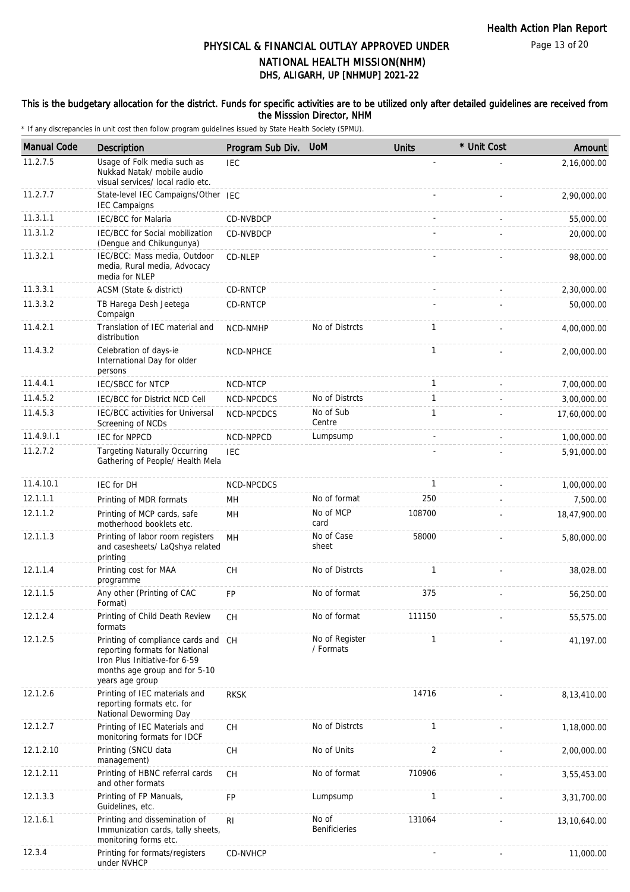# PHYSICAL & FINANCIAL OUTLAY APPROVED UNDER NATIONAL HEALTH MISSION(NHM)

## DHS, ALIGARH, UP [NHMUP] 2021-22

### This is the budgetary allocation for the district. Funds for specific activities are to be utilized only after detailed guidelines are received from the Misssion Director, NHM

\* If any discrepancies in unit cost then follow program guidelines issued by State Health Society (SPMU).

| Manual Code | Description | Program Sub Div. | UoM | Units | * Unit Cost | Amount |
|---|---|---|---|---|---|---|
| 11.2.7.5 | Usage of Folk media such as Nukkad Natak/ mobile audio visual services/ local radio etc. | IEC | | - | - | 2,16,000.00 |
| 11.2.7.7 | State-level IEC Campaigns/Other IEC Campaigns | IEC | | - | - | 2,90,000.00 |
| 11.3.1.1 | IEC/BCC for Malaria | CD-NVBDCP | | - | - | 55,000.00 |
| 11.3.1.2 | IEC/BCC for Social mobilization (Dengue and Chikungunya) | CD-NVBDCP | | - | - | 20,000.00 |
| 11.3.2.1 | IEC/BCC: Mass media, Outdoor media, Rural media, Advocacy media for NLEP | CD-NLEP | | - | - | 98,000.00 |
| 11.3.3.1 | ACSM (State & district) | CD-RNTCP | | - | - | 2,30,000.00 |
| 11.3.3.2 | TB Harega Desh Jeetega Compaign | CD-RNTCP | | - | - | 50,000.00 |
| 11.4.2.1 | Translation of IEC material and distribution | NCD-NMHP | No of Distrcts | 1 | - | 4,00,000.00 |
| 11.4.3.2 | Celebration of days-ie International Day for older persons | NCD-NPHCE | | 1 | - | 2,00,000.00 |
| 11.4.4.1 | IEC/SBCC for NTCP | NCD-NTCP | | 1 | - | 7,00,000.00 |
| 11.4.5.2 | IEC/BCC for District NCD Cell | NCD-NPCDCS | No of Distrcts | 1 | - | 3,00,000.00 |
| 11.4.5.3 | IEC/BCC activities for Universal Screening of NCDs | NCD-NPCDCS | No of Sub Centre | 1 | - | 17,60,000.00 |
| 11.4.9.I.1 | IEC for NPPCD | NCD-NPPCD | Lumpsump | - | - | 1,00,000.00 |
| 11.2.7.2 | Targeting Naturally Occurring Gathering of People/ Health Mela | IEC | | - | - | 5,91,000.00 |
| 11.4.10.1 | IEC for DH | NCD-NPCDCS | | 1 | - | 1,00,000.00 |
| 12.1.1.1 | Printing of MDR formats | MH | No of format | 250 | - | 7,500.00 |
| 12.1.1.2 | Printing of MCP cards, safe motherhood booklets etc. | MH | No of MCP card | 108700 | - | 18,47,900.00 |
| 12.1.1.3 | Printing of labor room registers and casesheets/ LaQshya related printing | MH | No of Case sheet | 58000 | - | 5,80,000.00 |
| 12.1.1.4 | Printing cost for MAA programme | CH | No of Distrcts | 1 | - | 38,028.00 |
| 12.1.1.5 | Any other (Printing of CAC Format) | FP | No of format | 375 | - | 56,250.00 |
| 12.1.2.4 | Printing of Child Death Review formats | CH | No of format | 111150 | - | 55,575.00 |
| 12.1.2.5 | Printing of compliance cards and reporting formats for National Iron Plus Initiative-for 6-59 months age group and for 5-10 years age group | CH | No of Register / Formats | 1 | - | 41,197.00 |
| 12.1.2.6 | Printing of IEC materials and reporting formats etc. for National Deworming Day | RKSK | | 14716 | - | 8,13,410.00 |
| 12.1.2.7 | Printing of IEC Materials and monitoring formats for IDCF | CH | No of Distrcts | 1 | - | 1,18,000.00 |
| 12.1.2.10 | Printing (SNCU data management) | CH | No of Units | 2 | - | 2,00,000.00 |
| 12.1.2.11 | Printing of HBNC referral cards and other formats | CH | No of format | 710906 | - | 3,55,453.00 |
| 12.1.3.3 | Printing of FP Manuals, Guidelines, etc. | FP | Lumpsump | 1 | - | 3,31,700.00 |
| 12.1.6.1 | Printing and dissemination of Immunization cards, tally sheets, monitoring forms etc. | RI | No of Benificieries | 131064 | - | 13,10,640.00 |
| 12.3.4 | Printing for formats/registers under NVHCP | CD-NVHCP | | - | - | 11,000.00 |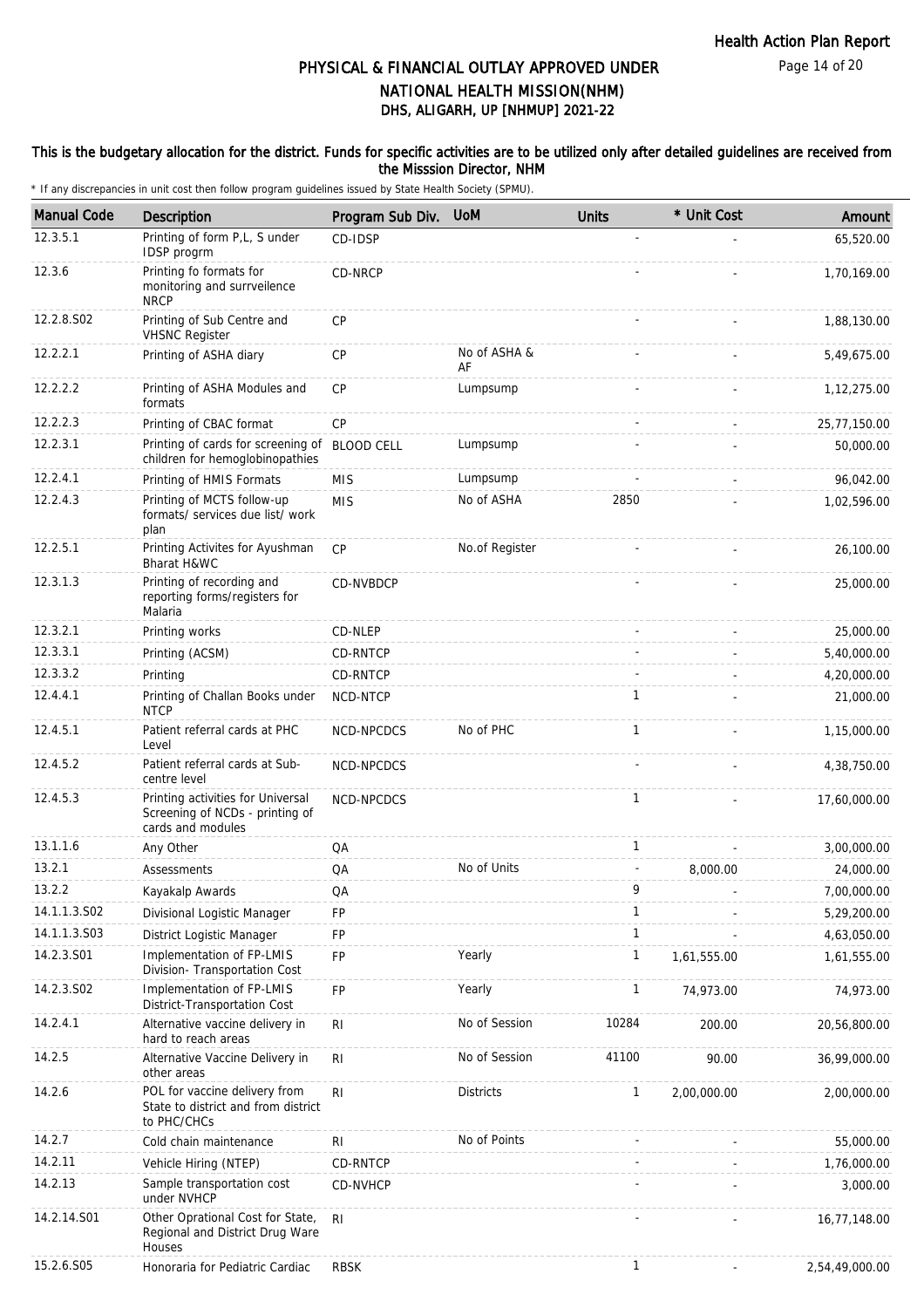# PHYSICAL & FINANCIAL OUTLAY APPROVED UNDER NATIONAL HEALTH MISSION(NHM)

## DHS, ALIGARH, UP [NHMUP] 2021-22

**This is the budgetary allocation for the district. Funds for specific activities are to be utilized only after detailed guidelines are received from the Misssion Director, NHM**

\* If any discrepancies in unit cost then follow program guidelines issued by State Health Society (SPMU).

| Manual Code | Description | Program Sub Div. | UoM | Units | * Unit Cost | Amount |
|---|---|---|---|---|---|---|
| 12.3.5.1 | Printing of form P,L, S under IDSP progrm | CD-IDSP | | - | - | 65,520.00 |
| 12.3.6 | Printing fo formats for monitoring and surrveilence NRCP | CD-NRCP | | - | - | 1,70,169.00 |
| 12.2.8.S02 | Printing of Sub Centre and VHSNC Register | CP | | - | - | 1,88,130.00 |
| 12.2.2.1 | Printing of ASHA diary | CP | No of ASHA & AF | - | - | 5,49,675.00 |
| 12.2.2.2 | Printing of ASHA Modules and formats | CP | Lumpsump | - | - | 1,12,275.00 |
| 12.2.2.3 | Printing of CBAC format | CP | | - | - | 25,77,150.00 |
| 12.2.3.1 | Printing of cards for screening of children for hemoglobinopathies | BLOOD CELL | Lumpsump | - | - | 50,000.00 |
| 12.2.4.1 | Printing of HMIS Formats | MIS | Lumpsump | - | - | 96,042.00 |
| 12.2.4.3 | Printing of MCTS follow-up formats/ services due list/ work plan | MIS | No of ASHA | 2850 | - | 1,02,596.00 |
| 12.2.5.1 | Printing Activites for Ayushman Bharat H&WC | CP | No.of Register | - | - | 26,100.00 |
| 12.3.1.3 | Printing of recording and reporting forms/registers for Malaria | CD-NVBDCP | | - | - | 25,000.00 |
| 12.3.2.1 | Printing works | CD-NLEP | | - | - | 25,000.00 |
| 12.3.3.1 | Printing (ACSM) | CD-RNTCP | | - | - | 5,40,000.00 |
| 12.3.3.2 | Printing | CD-RNTCP | | - | - | 4,20,000.00 |
| 12.4.4.1 | Printing of Challan Books under NTCP | NCD-NTCP | | 1 | - | 21,000.00 |
| 12.4.5.1 | Patient referral cards at PHC Level | NCD-NPCDCS | No of PHC | 1 | - | 1,15,000.00 |
| 12.4.5.2 | Patient referral cards at Sub-centre level | NCD-NPCDCS | | - | - | 4,38,750.00 |
| 12.4.5.3 | Printing activities for Universal Screening of NCDs - printing of cards and modules | NCD-NPCDCS | | 1 | - | 17,60,000.00 |
| 13.1.1.6 | Any Other | QA | | 1 | - | 3,00,000.00 |
| 13.2.1 | Assessments | QA | No of Units | - | 8,000.00 | 24,000.00 |
| 13.2.2 | Kayakalp Awards | QA | | 9 | - | 7,00,000.00 |
| 14.1.1.3.S02 | Divisional Logistic Manager | FP | | 1 | - | 5,29,200.00 |
| 14.1.1.3.S03 | District Logistic Manager | FP | | 1 | - | 4,63,050.00 |
| 14.2.3.S01 | Implementation of FP-LMIS Division- Transportation Cost | FP | Yearly | 1 | 1,61,555.00 | 1,61,555.00 |
| 14.2.3.S02 | Implementation of FP-LMIS District-Transportation Cost | FP | Yearly | 1 | 74,973.00 | 74,973.00 |
| 14.2.4.1 | Alternative vaccine delivery in hard to reach areas | RI | No of Session | 10284 | 200.00 | 20,56,800.00 |
| 14.2.5 | Alternative Vaccine Delivery in other areas | RI | No of Session | 41100 | 90.00 | 36,99,000.00 |
| 14.2.6 | POL for vaccine delivery from State to district and from district to PHC/CHCs | RI | Districts | 1 | 2,00,000.00 | 2,00,000.00 |
| 14.2.7 | Cold chain maintenance | RI | No of Points | - | - | 55,000.00 |
| 14.2.11 | Vehicle Hiring (NTEP) | CD-RNTCP | | - | - | 1,76,000.00 |
| 14.2.13 | Sample transportation cost under NVHCP | CD-NVHCP | | - | - | 3,000.00 |
| 14.2.14.S01 | Other Oprational Cost for State, Regional and District Drug Ware Houses | RI | | - | - | 16,77,148.00 |
| 15.2.6.S05 | Honoraria for Pediatric Cardiac | RBSK | | 1 | - | 2,54,49,000.00 |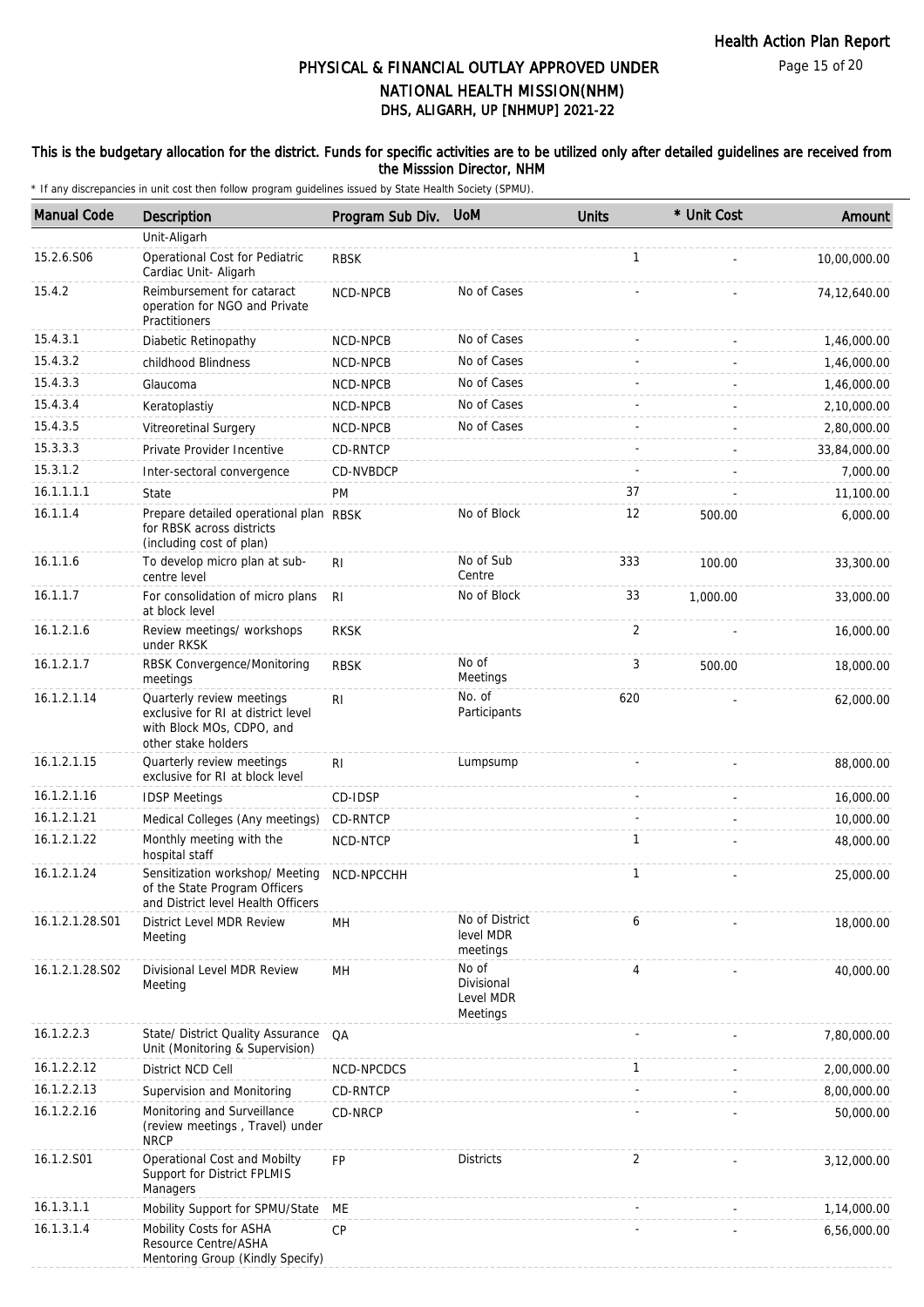# PHYSICAL & FINANCIAL OUTLAY APPROVED UNDER NATIONAL HEALTH MISSION(NHM)
## DHS, ALIGARH, UP [NHMUP] 2021-22

### This is the budgetary allocation for the district. Funds for specific activities are to be utilized only after detailed guidelines are received from the Misssion Director, NHM

\* If any discrepancies in unit cost then follow program guidelines issued by State Health Society (SPMU).

| Manual Code | Description | Program Sub Div. | UoM | Units | * Unit Cost | Amount |
|---|---|---|---|---|---|---|
| | Unit-Aligarh | | | | | |
| 15.2.6.S06 | Operational Cost for Pediatric Cardiac Unit- Aligarh | RBSK | | 1 | - | 10,00,000.00 |
| 15.4.2 | Reimbursement for cataract operation for NGO and Private Practitioners | NCD-NPCB | No of Cases | - | - | 74,12,640.00 |
| 15.4.3.1 | Diabetic Retinopathy | NCD-NPCB | No of Cases | - | - | 1,46,000.00 |
| 15.4.3.2 | childhood Blindness | NCD-NPCB | No of Cases | - | - | 1,46,000.00 |
| 15.4.3.3 | Glaucoma | NCD-NPCB | No of Cases | - | - | 1,46,000.00 |
| 15.4.3.4 | Keratoplastiy | NCD-NPCB | No of Cases | - | - | 2,10,000.00 |
| 15.4.3.5 | Vitreoretinal Surgery | NCD-NPCB | No of Cases | - | - | 2,80,000.00 |
| 15.3.3.3 | Private Provider Incentive | CD-RNTCP | | - | - | 33,84,000.00 |
| 15.3.1.2 | Inter-sectoral convergence | CD-NVBDCP | | - | - | 7,000.00 |
| 16.1.1.1.1 | State | PM | | 37 | - | 11,100.00 |
| 16.1.1.4 | Prepare detailed operational plan for RBSK across districts (including cost of plan) | RBSK | No of Block | 12 | 500.00 | 6,000.00 |
| 16.1.1.6 | To develop micro plan at sub-centre level | RI | No of Sub Centre | 333 | 100.00 | 33,300.00 |
| 16.1.1.7 | For consolidation of micro plans at block level | RI | No of Block | 33 | 1,000.00 | 33,000.00 |
| 16.1.2.1.6 | Review meetings/ workshops under RKSK | RKSK | | 2 | - | 16,000.00 |
| 16.1.2.1.7 | RBSK Convergence/Monitoring meetings | RBSK | No of Meetings | 3 | 500.00 | 18,000.00 |
| 16.1.2.1.14 | Quarterly review meetings exclusive for RI at district level with Block MOs, CDPO, and other stake holders | RI | No. of Participants | 620 | - | 62,000.00 |
| 16.1.2.1.15 | Quarterly review meetings exclusive for RI at block level | RI | Lumpsump | - | - | 88,000.00 |
| 16.1.2.1.16 | IDSP Meetings | CD-IDSP | | - | - | 16,000.00 |
| 16.1.2.1.21 | Medical Colleges (Any meetings) | CD-RNTCP | | - | - | 10,000.00 |
| 16.1.2.1.22 | Monthly meeting with the hospital staff | NCD-NTCP | | 1 | - | 48,000.00 |
| 16.1.2.1.24 | Sensitization workshop/ Meeting of the State Program Officers and District level Health Officers | NCD-NPCCHH | | 1 | - | 25,000.00 |
| 16.1.2.1.28.S01 | District Level MDR Review Meeting | MH | No of District level MDR meetings | 6 | - | 18,000.00 |
| 16.1.2.1.28.S02 | Divisional Level MDR Review Meeting | MH | No of Divisional Level MDR Meetings | 4 | - | 40,000.00 |
| 16.1.2.2.3 | State/ District Quality Assurance Unit (Monitoring & Supervision) | QA | | - | - | 7,80,000.00 |
| 16.1.2.2.12 | District NCD Cell | NCD-NPCDCS | | 1 | - | 2,00,000.00 |
| 16.1.2.2.13 | Supervision and Monitoring | CD-RNTCP | | - | - | 8,00,000.00 |
| 16.1.2.2.16 | Monitoring and Surveillance (review meetings , Travel) under NRCP | CD-NRCP | | - | - | 50,000.00 |
| 16.1.2.S01 | Operational Cost and Mobilty Support for District FPLMIS Managers | FP | Districts | 2 | - | 3,12,000.00 |
| 16.1.3.1.1 | Mobility Support for SPMU/State | ME | | - | - | 1,14,000.00 |
| 16.1.3.1.4 | Mobility Costs for ASHA Resource Centre/ASHA Mentoring Group (Kindly Specify) | CP | | - | - | 6,56,000.00 |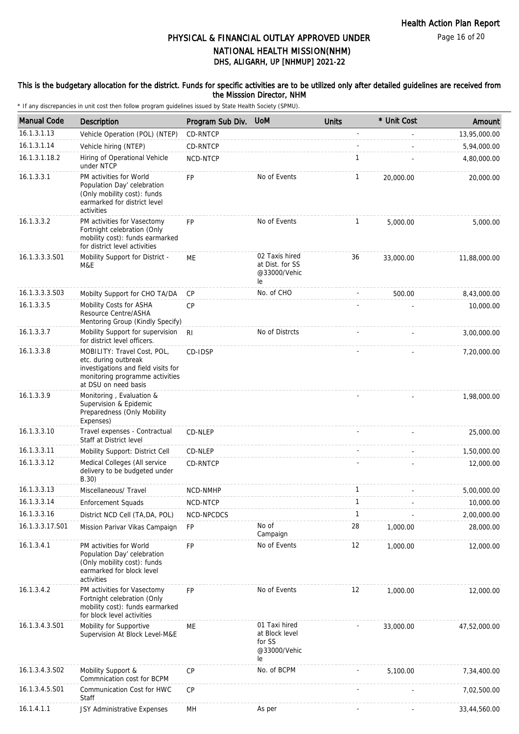# PHYSICAL & FINANCIAL OUTLAY APPROVED UNDER NATIONAL HEALTH MISSION(NHM)
## DHS, ALIGARH, UP [NHMUP] 2021-22

**This is the budgetary allocation for the district. Funds for specific activities are to be utilized only after detailed guidelines are received from the Misssion Director, NHM**

\* If any discrepancies in unit cost then follow program guidelines issued by State Health Society (SPMU).

| Manual Code | Description | Program Sub Div. | UoM | Units | * Unit Cost | Amount |
|---|---|---|---|---|---|---|
| 16.1.3.1.13 | Vehicle Operation (POL) (NTEP) | CD-RNTCP | | - | - | 13,95,000.00 |
| 16.1.3.1.14 | Vehicle hiring (NTEP) | CD-RNTCP | | - | - | 5,94,000.00 |
| 16.1.3.1.18.2 | Hiring of Operational Vehicle under NTCP | NCD-NTCP | | 1 | - | 4,80,000.00 |
| 16.1.3.3.1 | PM activities for World Population Day' celebration (Only mobility cost): funds earmarked for district level activities | FP | No of Events | 1 | 20,000.00 | 20,000.00 |
| 16.1.3.3.2 | PM activities for Vasectomy Fortnight celebration (Only mobility cost): funds earmarked for district level activities | FP | No of Events | 1 | 5,000.00 | 5,000.00 |
| 16.1.3.3.3.S01 | Mobility Support for District - M&E | ME | 02 Taxis hired at Dist. for SS @33000/Vehicle | 36 | 33,000.00 | 11,88,000.00 |
| 16.1.3.3.3.S03 | Mobilty Support for CHO TA/DA | CP | No. of CHO | - | 500.00 | 8,43,000.00 |
| 16.1.3.3.5 | Mobility Costs for ASHA Resource Centre/ASHA Mentoring Group (Kindly Specify) | CP | | - | - | 10,000.00 |
| 16.1.3.3.7 | Mobility Support for supervision for district level officers. | RI | No of Distrcts | - | - | 3,00,000.00 |
| 16.1.3.3.8 | MOBILITY: Travel Cost, POL, etc. during outbreak investigations and field visits for monitoring programme activities at DSU on need basis | CD-IDSP | | - | - | 7,20,000.00 |
| 16.1.3.3.9 | Monitoring , Evaluation & Supervision & Epidemic Preparedness (Only Mobility Expenses) | | | - | - | 1,98,000.00 |
| 16.1.3.3.10 | Travel expenses - Contractual Staff at District level | CD-NLEP | | - | - | 25,000.00 |
| 16.1.3.3.11 | Mobility Support: District Cell | CD-NLEP | | - | - | 1,50,000.00 |
| 16.1.3.3.12 | Medical Colleges (All service delivery to be budgeted under B.30) | CD-RNTCP | | - | - | 12,000.00 |
| 16.1.3.3.13 | Miscellaneous/ Travel | NCD-NMHP | | 1 | - | 5,00,000.00 |
| 16.1.3.3.14 | Enforcement Squads | NCD-NTCP | | 1 | - | 10,000.00 |
| 16.1.3.3.16 | District NCD Cell (TA,DA, POL) | NCD-NPCDCS | | 1 | - | 2,00,000.00 |
| 16.1.3.3.17.S01 | Mission Parivar Vikas Campaign | FP | No of Campaign | 28 | 1,000.00 | 28,000.00 |
| 16.1.3.4.1 | PM activities for World Population Day' celebration (Only mobility cost): funds earmarked for block level activities | FP | No of Events | 12 | 1,000.00 | 12,000.00 |
| 16.1.3.4.2 | PM activities for Vasectomy Fortnight celebration (Only mobility cost): funds earmarked for block level activities | FP | No of Events | 12 | 1,000.00 | 12,000.00 |
| 16.1.3.4.3.S01 | Mobility for Supportive Supervision At Block Level-M&E | ME | 01 Taxi hired at Block level for SS @33000/Vehicle | - | 33,000.00 | 47,52,000.00 |
| 16.1.3.4.3.S02 | Mobility Support & Commnication cost for BCPM | CP | No. of BCPM | - | 5,100.00 | 7,34,400.00 |
| 16.1.3.4.5.S01 | Communication Cost for HWC Staff | CP | | - | - | 7,02,500.00 |
| 16.1.4.1.1 | JSY Administrative Expenses | MH | As per | - | - | 33,44,560.00 |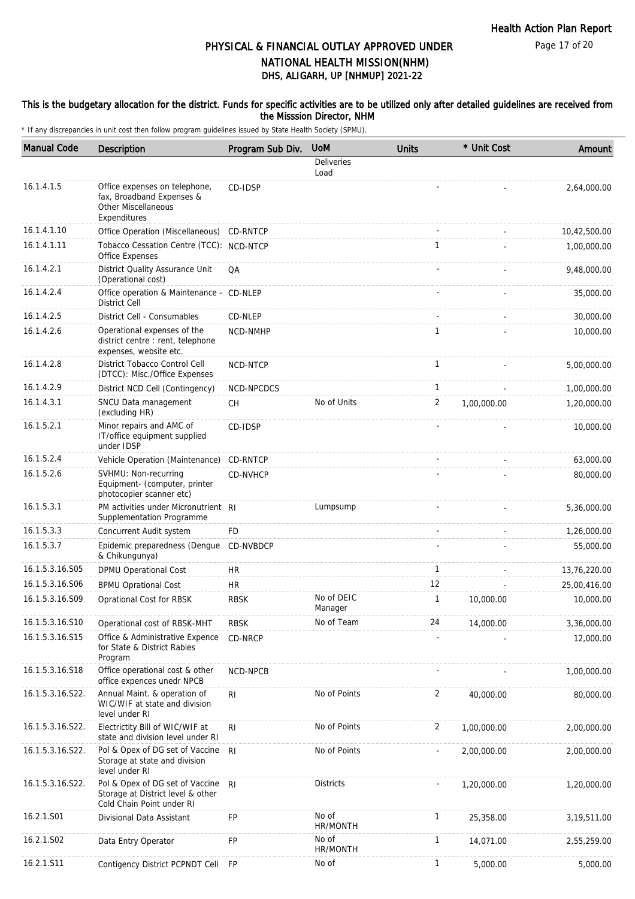# PHYSICAL & FINANCIAL OUTLAY APPROVED UNDER NATIONAL HEALTH MISSION(NHM)
## DHS, ALIGARH, UP [NHMUP] 2021-22

**This is the budgetary allocation for the district. Funds for specific activities are to be utilized only after detailed guidelines are received from the Misssion Director, NHM**

\* If any discrepancies in unit cost then follow program guidelines issued by State Health Society (SPMU).

| Manual Code | Description | Program Sub Div. | UoM | Units | * Unit Cost | Amount |
|---|---|---|---|---|---|---|
| | | | Deliveries Load | | | |
| 16.1.4.1.5 | Office expenses on telephone, fax, Broadband Expenses & Other Miscellaneous Expenditures | CD-IDSP | | - | - | 2,64,000.00 |
| 16.1.4.1.10 | Office Operation (Miscellaneous) | CD-RNTCP | | - | - | 10,42,500.00 |
| 16.1.4.1.11 | Tobacco Cessation Centre (TCC): Office Expenses | NCD-NTCP | | 1 | - | 1,00,000.00 |
| 16.1.4.2.1 | District Quality Assurance Unit (Operational cost) | QA | | - | - | 9,48,000.00 |
| 16.1.4.2.4 | Office operation & Maintenance - District Cell | CD-NLEP | | - | - | 35,000.00 |
| 16.1.4.2.5 | District Cell - Consumables | CD-NLEP | | - | - | 30,000.00 |
| 16.1.4.2.6 | Operational expenses of the district centre : rent, telephone expenses, website etc. | NCD-NMHP | | 1 | - | 10,000.00 |
| 16.1.4.2.8 | District Tobacco Control Cell (DTCC): Misc./Office Expenses | NCD-NTCP | | 1 | - | 5,00,000.00 |
| 16.1.4.2.9 | District NCD Cell (Contingency) | NCD-NPCDCS | | 1 | - | 1,00,000.00 |
| 16.1.4.3.1 | SNCU Data management (excluding HR) | CH | No of Units | 2 | 1,00,000.00 | 1,20,000.00 |
| 16.1.5.2.1 | Minor repairs and AMC of IT/office equipment supplied under IDSP | CD-IDSP | | - | - | 10,000.00 |
| 16.1.5.2.4 | Vehicle Operation (Maintenance) | CD-RNTCP | | - | - | 63,000.00 |
| 16.1.5.2.6 | SVHMU: Non-recurring Equipment- (computer, printer photocopier scanner etc) | CD-NVHCP | | - | - | 80,000.00 |
| 16.1.5.3.1 | PM activities under Micronutrient Supplementation Programme | RI | Lumpsump | - | - | 5,36,000.00 |
| 16.1.5.3.3 | Concurrent Audit system | FD | | - | - | 1,26,000.00 |
| 16.1.5.3.7 | Epidemic preparedness (Dengue & Chikungunya) | CD-NVBDCP | | - | - | 55,000.00 |
| 16.1.5.3.16.S05 | DPMU Operational Cost | HR | | 1 | - | 13,76,220.00 |
| 16.1.5.3.16.S06 | BPMU Oprational Cost | HR | | 12 | - | 25,00,416.00 |
| 16.1.5.3.16.S09 | Oprational Cost for RBSK | RBSK | No of DEIC Manager | 1 | 10,000.00 | 10,000.00 |
| 16.1.5.3.16.S10 | Operational cost of RBSK-MHT | RBSK | No of Team | 24 | 14,000.00 | 3,36,000.00 |
| 16.1.5.3.16.S15 | Office & Administrative Expence for State & District Rabies Program | CD-NRCP | | - | - | 12,000.00 |
| 16.1.5.3.16.S18 | Office operational cost & other office expences unedr NPCB | NCD-NPCB | | - | - | 1,00,000.00 |
| 16.1.5.3.16.S22. | Annual Maint. & operation of WIC/WIF at state and division level under RI | RI | No of Points | 2 | 40,000.00 | 80,000.00 |
| 16.1.5.3.16.S22. | Electrictity Bill of WIC/WIF at state and division level under RI | RI | No of Points | 2 | 1,00,000.00 | 2,00,000.00 |
| 16.1.5.3.16.S22. | Pol & Opex of DG set of Vaccine Storage at state and division level under RI | RI | No of Points | - | 2,00,000.00 | 2,00,000.00 |
| 16.1.5.3.16.S22. | Pol & Opex of DG set of Vaccine Storage at District level & other Cold Chain Point under RI | RI | Districts | - | 1,20,000.00 | 1,20,000.00 |
| 16.2.1.S01 | Divisional Data Assistant | FP | No of HR/MONTH | 1 | 25,358.00 | 3,19,511.00 |
| 16.2.1.S02 | Data Entry Operator | FP | No of HR/MONTH | 1 | 14,071.00 | 2,55,259.00 |
| 16.2.1.S11 | Contigency District PCPNDT Cell | FP | No of | 1 | 5,000.00 | 5,000.00 |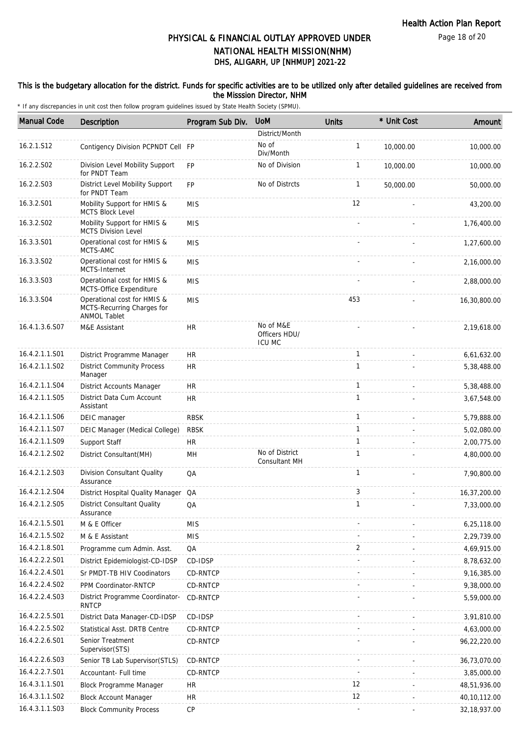# PHYSICAL & FINANCIAL OUTLAY APPROVED UNDER NATIONAL HEALTH MISSION(NHM)

## DHS, ALIGARH, UP [NHMUP] 2021-22

**This is the budgetary allocation for the district. Funds for specific activities are to be utilized only after detailed guidelines are received from the Misssion Director, NHM**

\* If any discrepancies in unit cost then follow program guidelines issued by State Health Society (SPMU).

| Manual Code | Description | Program Sub Div. | UoM | Units | * Unit Cost | Amount |
|---|---|---|---|---|---|---|
| | | | District/Month | | | |
| 16.2.1.S12 | Contigency Division PCPNDT Cell | FP | No of Div/Month | 1 | 10,000.00 | 10,000.00 |
| 16.2.2.S02 | Division Level Mobility Support for PNDT Team | FP | No of Division | 1 | 10,000.00 | 10,000.00 |
| 16.2.2.S03 | District Level Mobility Support for PNDT Team | FP | No of Distrcts | 1 | 50,000.00 | 50,000.00 |
| 16.3.2.S01 | Mobility Support for HMIS & MCTS Block Level | MIS | | 12 | - | 43,200.00 |
| 16.3.2.S02 | Mobility Support for HMIS & MCTS Division Level | MIS | | - | - | 1,76,400.00 |
| 16.3.3.S01 | Operational cost for HMIS & MCTS-AMC | MIS | | - | - | 1,27,600.00 |
| 16.3.3.S02 | Operational cost for HMIS & MCTS-Internet | MIS | | - | - | 2,16,000.00 |
| 16.3.3.S03 | Operational cost for HMIS & MCTS-Office Expenditure | MIS | | - | - | 2,88,000.00 |
| 16.3.3.S04 | Operational cost for HMIS & MCTS-Recurring Charges for ANMOL Tablet | MIS | | 453 | - | 16,30,800.00 |
| 16.4.1.3.6.S07 | M&E Assistant | HR | No of M&E Officers HDU/ ICU MC | - | - | 2,19,618.00 |
| 16.4.2.1.1.S01 | District Programme Manager | HR | | 1 | - | 6,61,632.00 |
| 16.4.2.1.1.S02 | District Community Process Manager | HR | | 1 | - | 5,38,488.00 |
| 16.4.2.1.1.S04 | District Accounts Manager | HR | | 1 | - | 5,38,488.00 |
| 16.4.2.1.1.S05 | District Data Cum Account Assistant | HR | | 1 | - | 3,67,548.00 |
| 16.4.2.1.1.S06 | DEIC manager | RBSK | | 1 | - | 5,79,888.00 |
| 16.4.2.1.1.S07 | DEIC Manager (Medical College) | RBSK | | 1 | - | 5,02,080.00 |
| 16.4.2.1.1.S09 | Support Staff | HR | | 1 | - | 2,00,775.00 |
| 16.4.2.1.2.S02 | District Consultant(MH) | MH | No of District Consultant MH | 1 | - | 4,80,000.00 |
| 16.4.2.1.2.S03 | Division Consultant Quality Assurance | QA | | 1 | - | 7,90,800.00 |
| 16.4.2.1.2.S04 | District Hospital Quality Manager | QA | | 3 | - | 16,37,200.00 |
| 16.4.2.1.2.S05 | District Consultant Quality Assurance | QA | | 1 | - | 7,33,000.00 |
| 16.4.2.1.5.S01 | M & E Officer | MIS | | - | - | 6,25,118.00 |
| 16.4.2.1.5.S02 | M & E Assistant | MIS | | - | - | 2,29,739.00 |
| 16.4.2.1.8.S01 | Programme cum Admin. Asst. | QA | | 2 | - | 4,69,915.00 |
| 16.4.2.2.2.S01 | District Epidemiologist-CD-IDSP | CD-IDSP | | - | - | 8,78,632.00 |
| 16.4.2.2.4.S01 | Sr PMDT-TB HIV Coodinators | CD-RNTCP | | - | - | 9,16,385.00 |
| 16.4.2.2.4.S02 | PPM Coordinator-RNTCP | CD-RNTCP | | - | - | 9,38,000.00 |
| 16.4.2.2.4.S03 | District Programme Coordinator-RNTCP | CD-RNTCP | | - | - | 5,59,000.00 |
| 16.4.2.2.5.S01 | District Data Manager-CD-IDSP | CD-IDSP | | - | - | 3,91,810.00 |
| 16.4.2.2.5.S02 | Statistical Asst. DRTB Centre | CD-RNTCP | | - | - | 4,63,000.00 |
| 16.4.2.2.6.S01 | Senior Treatment Supervisor(STS) | CD-RNTCP | | - | - | 96,22,220.00 |
| 16.4.2.2.6.S03 | Senior TB Lab Supervisor(STLS) | CD-RNTCP | | - | - | 36,73,070.00 |
| 16.4.2.2.7.S01 | Accountant- Full time | CD-RNTCP | | - | - | 3,85,000.00 |
| 16.4.3.1.1.S01 | Block Programme Manager | HR | | 12 | - | 48,51,936.00 |
| 16.4.3.1.1.S02 | Block Account Manager | HR | | 12 | - | 40,10,112.00 |
| 16.4.3.1.1.S03 | Block Community Process | CP | | - | - | 32,18,937.00 |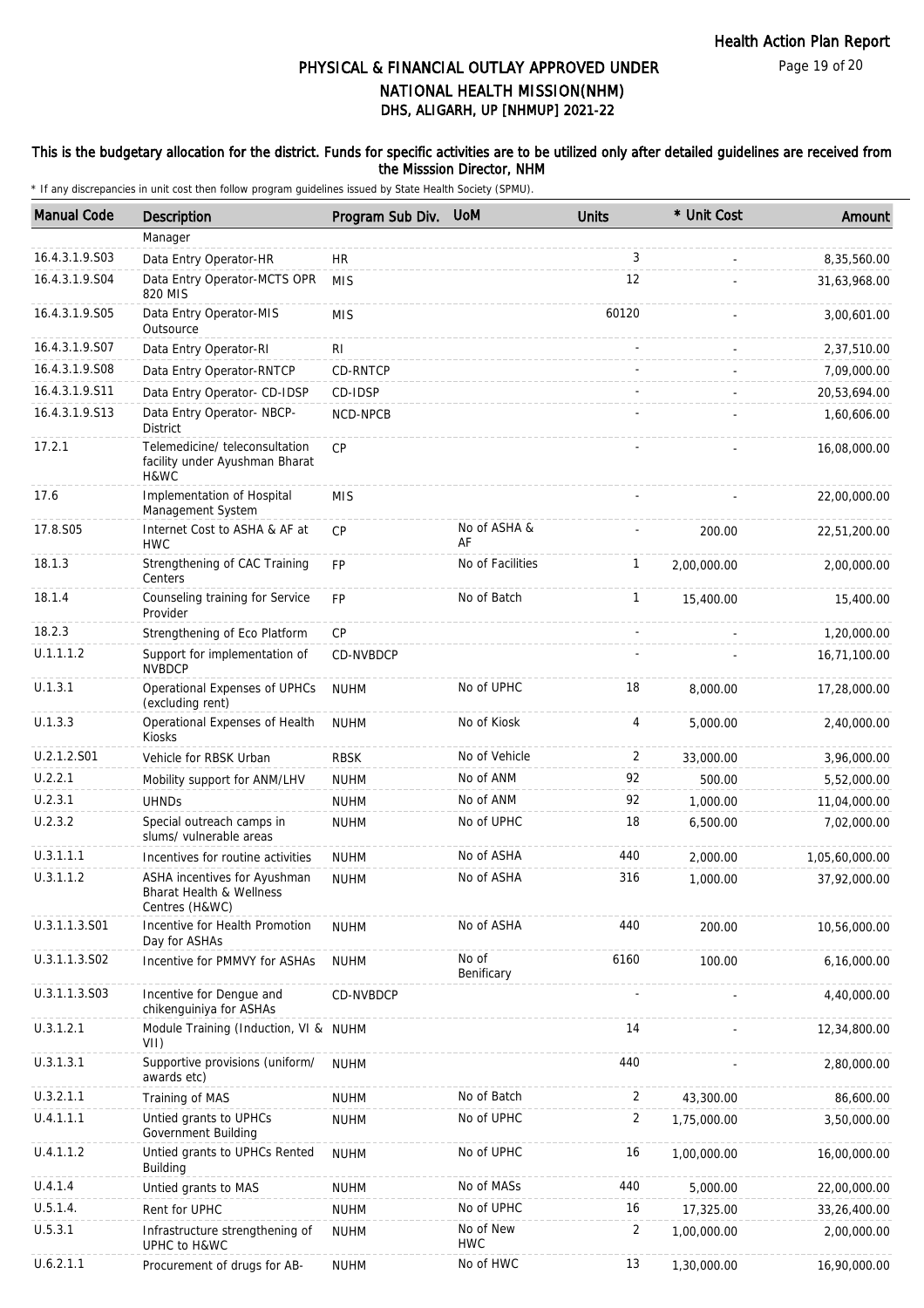# PHYSICAL & FINANCIAL OUTLAY APPROVED UNDER NATIONAL HEALTH MISSION(NHM)

## DHS, ALIGARH, UP [NHMUP] 2021-22

**This is the budgetary allocation for the district. Funds for specific activities are to be utilized only after detailed guidelines are received from the Misssion Director, NHM**

\* If any discrepancies in unit cost then follow program guidelines issued by State Health Society (SPMU).

| Manual Code | Description | Program Sub Div. | UoM | Units | * Unit Cost | Amount |
|---|---|---|---|---|---|---|
| | Manager | | | | | |
| 16.4.3.1.9.S03 | Data Entry Operator-HR | HR | | 3 | - | 8,35,560.00 |
| 16.4.3.1.9.S04 | Data Entry Operator-MCTS OPR 820 MIS | MIS | | 12 | - | 31,63,968.00 |
| 16.4.3.1.9.S05 | Data Entry Operator-MIS Outsource | MIS | | 60120 | - | 3,00,601.00 |
| 16.4.3.1.9.S07 | Data Entry Operator-RI | RI | | - | - | 2,37,510.00 |
| 16.4.3.1.9.S08 | Data Entry Operator-RNTCP | CD-RNTCP | | - | - | 7,09,000.00 |
| 16.4.3.1.9.S11 | Data Entry Operator- CD-IDSP | CD-IDSP | | - | - | 20,53,694.00 |
| 16.4.3.1.9.S13 | Data Entry Operator- NBCP-District | NCD-NPCB | | - | - | 1,60,606.00 |
| 17.2.1 | Telemedicine/ teleconsultation facility under Ayushman Bharat H&WC | CP | | - | - | 16,08,000.00 |
| 17.6 | Implementation of Hospital Management System | MIS | | - | - | 22,00,000.00 |
| 17.8.S05 | Internet Cost to ASHA & AF at HWC | CP | No of ASHA & AF | - | 200.00 | 22,51,200.00 |
| 18.1.3 | Strengthening of CAC Training Centers | FP | No of Facilities | 1 | 2,00,000.00 | 2,00,000.00 |
| 18.1.4 | Counseling training for Service Provider | FP | No of Batch | 1 | 15,400.00 | 15,400.00 |
| 18.2.3 | Strengthening of Eco Platform | CP | | - | - | 1,20,000.00 |
| U.1.1.1.2 | Support for implementation of NVBDCP | CD-NVBDCP | | - | - | 16,71,100.00 |
| U.1.3.1 | Operational Expenses of UPHCs (excluding rent) | NUHM | No of UPHC | 18 | 8,000.00 | 17,28,000.00 |
| U.1.3.3 | Operational Expenses of Health Kiosks | NUHM | No of Kiosk | 4 | 5,000.00 | 2,40,000.00 |
| U.2.1.2.S01 | Vehicle for RBSK Urban | RBSK | No of Vehicle | 2 | 33,000.00 | 3,96,000.00 |
| U.2.2.1 | Mobility support for ANM/LHV | NUHM | No of ANM | 92 | 500.00 | 5,52,000.00 |
| U.2.3.1 | UHNDs | NUHM | No of ANM | 92 | 1,000.00 | 11,04,000.00 |
| U.2.3.2 | Special outreach camps in slums/ vulnerable areas | NUHM | No of UPHC | 18 | 6,500.00 | 7,02,000.00 |
| U.3.1.1.1 | Incentives for routine activities | NUHM | No of ASHA | 440 | 2,000.00 | 1,05,60,000.00 |
| U.3.1.1.2 | ASHA incentives for Ayushman Bharat Health & Wellness Centres (H&WC) | NUHM | No of ASHA | 316 | 1,000.00 | 37,92,000.00 |
| U.3.1.1.3.S01 | Incentive for Health Promotion Day for ASHAs | NUHM | No of ASHA | 440 | 200.00 | 10,56,000.00 |
| U.3.1.1.3.S02 | Incentive for PMMVY for ASHAs | NUHM | No of Benificary | 6160 | 100.00 | 6,16,000.00 |
| U.3.1.1.3.S03 | Incentive for Dengue and chikenguiniya for ASHAs | CD-NVBDCP | | - | - | 4,40,000.00 |
| U.3.1.2.1 | Module Training (Induction, VI & VII) | NUHM | | 14 | - | 12,34,800.00 |
| U.3.1.3.1 | Supportive provisions (uniform/ awards etc) | NUHM | | 440 | - | 2,80,000.00 |
| U.3.2.1.1 | Training of MAS | NUHM | No of Batch | 2 | 43,300.00 | 86,600.00 |
| U.4.1.1.1 | Untied grants to UPHCs Government Building | NUHM | No of UPHC | 2 | 1,75,000.00 | 3,50,000.00 |
| U.4.1.1.2 | Untied grants to UPHCs Rented Building | NUHM | No of UPHC | 16 | 1,00,000.00 | 16,00,000.00 |
| U.4.1.4 | Untied grants to MAS | NUHM | No of MASs | 440 | 5,000.00 | 22,00,000.00 |
| U.5.1.4. | Rent for UPHC | NUHM | No of UPHC | 16 | 17,325.00 | 33,26,400.00 |
| U.5.3.1 | Infrastructure strengthening of UPHC to H&WC | NUHM | No of New HWC | 2 | 1,00,000.00 | 2,00,000.00 |
| U.6.2.1.1 | Procurement of drugs for AB- | NUHM | No of HWC | 13 | 1,30,000.00 | 16,90,000.00 |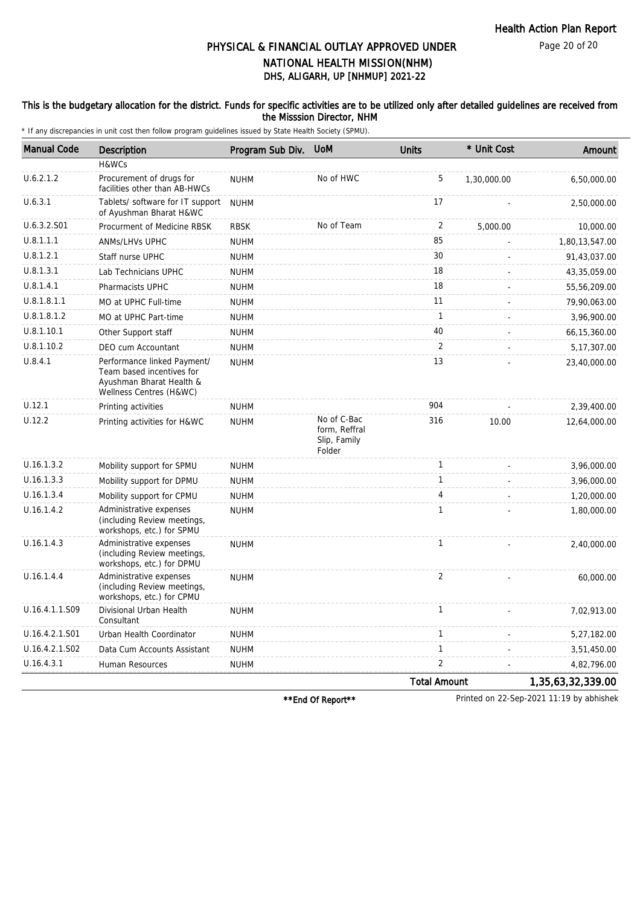Health Action Plan Report

# PHYSICAL & FINANCIAL OUTLAY APPROVED UNDER NATIONAL HEALTH MISSION(NHM)

## DHS, ALIGARH, UP [NHMUP] 2021-22

**This is the budgetary allocation for the district. Funds for specific activities are to be utilized only after detailed guidelines are received from the Misssion Director, NHM**

* If any discrepancies in unit cost then follow program guidelines issued by State Health Society (SPMU).

| Manual Code | Description | Program Sub Div. | UoM | Units | * Unit Cost | Amount |
|---|---|---|---|---|---|---|
| | H&WCs | | | | | |
| U.6.2.1.2 | Procurement of drugs for facilities other than AB-HWCs | NUHM | No of HWC | 5 | 1,30,000.00 | 6,50,000.00 |
| U.6.3.1 | Tablets/ software for IT support of Ayushman Bharat H&WC | NUHM | | 17 | - | 2,50,000.00 |
| U.6.3.2.S01 | Procurment of Medicine RBSK | RBSK | No of Team | 2 | 5,000.00 | 10,000.00 |
| U.8.1.1.1 | ANMs/LHVs UPHC | NUHM | | 85 | - | 1,80,13,547.00 |
| U.8.1.2.1 | Staff nurse UPHC | NUHM | | 30 | - | 91,43,037.00 |
| U.8.1.3.1 | Lab Technicians UPHC | NUHM | | 18 | - | 43,35,059.00 |
| U.8.1.4.1 | Pharmacists UPHC | NUHM | | 18 | - | 55,56,209.00 |
| U.8.1.8.1.1 | MO at UPHC Full-time | NUHM | | 11 | - | 79,90,063.00 |
| U.8.1.8.1.2 | MO at UPHC Part-time | NUHM | | 1 | - | 3,96,900.00 |
| U.8.1.10.1 | Other Support staff | NUHM | | 40 | - | 66,15,360.00 |
| U.8.1.10.2 | DEO cum Accountant | NUHM | | 2 | - | 5,17,307.00 |
| U.8.4.1 | Performance linked Payment/ Team based incentives for Ayushman Bharat Health & Wellness Centres (H&WC) | NUHM | | 13 | - | 23,40,000.00 |
| U.12.1 | Printing activities | NUHM | | 904 | - | 2,39,400.00 |
| U.12.2 | Printing activities for H&WC | NUHM | No of C-Bac form, Reffral Slip, Family Folder | 316 | 10.00 | 12,64,000.00 |
| U.16.1.3.2 | Mobility support for SPMU | NUHM | | 1 | - | 3,96,000.00 |
| U.16.1.3.3 | Mobility support for DPMU | NUHM | | 1 | - | 3,96,000.00 |
| U.16.1.3.4 | Mobility support for CPMU | NUHM | | 4 | - | 1,20,000.00 |
| U.16.1.4.2 | Administrative expenses (including Review meetings, workshops, etc.) for SPMU | NUHM | | 1 | - | 1,80,000.00 |
| U.16.1.4.3 | Administrative expenses (including Review meetings, workshops, etc.) for DPMU | NUHM | | 1 | - | 2,40,000.00 |
| U.16.1.4.4 | Administrative expenses (including Review meetings, workshops, etc.) for CPMU | NUHM | | 2 | - | 60,000.00 |
| U.16.4.1.1.S09 | Divisional Urban Health Consultant | NUHM | | 1 | - | 7,02,913.00 |
| U.16.4.2.1.S01 | Urban Health Coordinator | NUHM | | 1 | - | 5,27,182.00 |
| U.16.4.2.1.S02 | Data Cum Accounts Assistant | NUHM | | 1 | - | 3,51,450.00 |
| U.16.4.3.1 | Human Resources | NUHM | | 2 | - | 4,82,796.00 |
| | | | | **Total Amount** | | **1,35,63,32,339.00** |

**End Of Report**

Printed on 22-Sep-2021 11:19 by abhishek